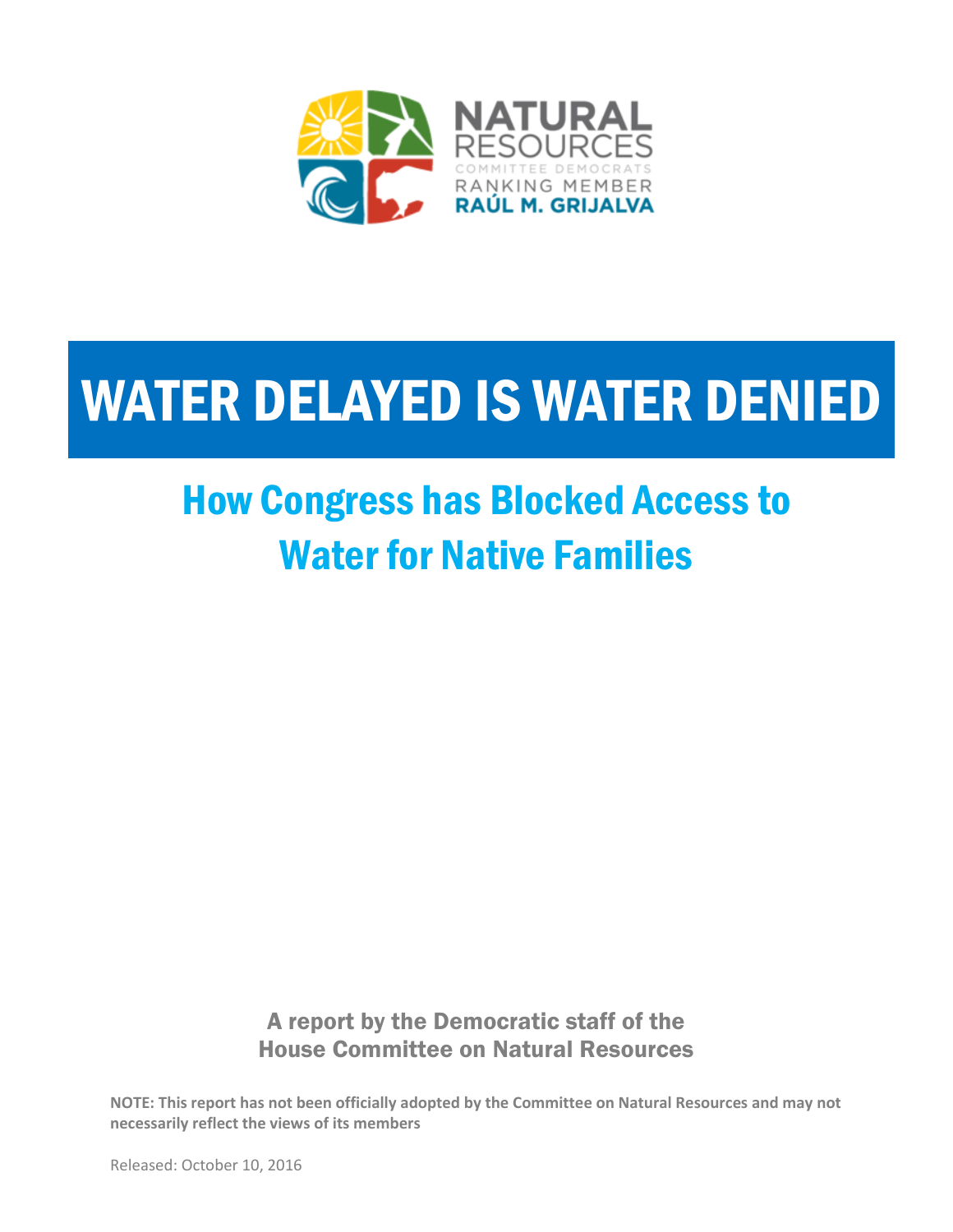NATURAL RESOURCES

COMMITTEE DEMOCRATS

RANKING MEMBER

**RAÚL M. GRIJALVA**

# WATER DELAYED IS WATER DENIED

## How Congress has Blocked Access to Water for Native Families

**A report by the Democratic staff of the House Committee on Natural Resources**

**NOTE: This report has not been officially adopted by the Committee on Natural Resources and may not necessarily reflect the views of its members**

Released: October 10, 2016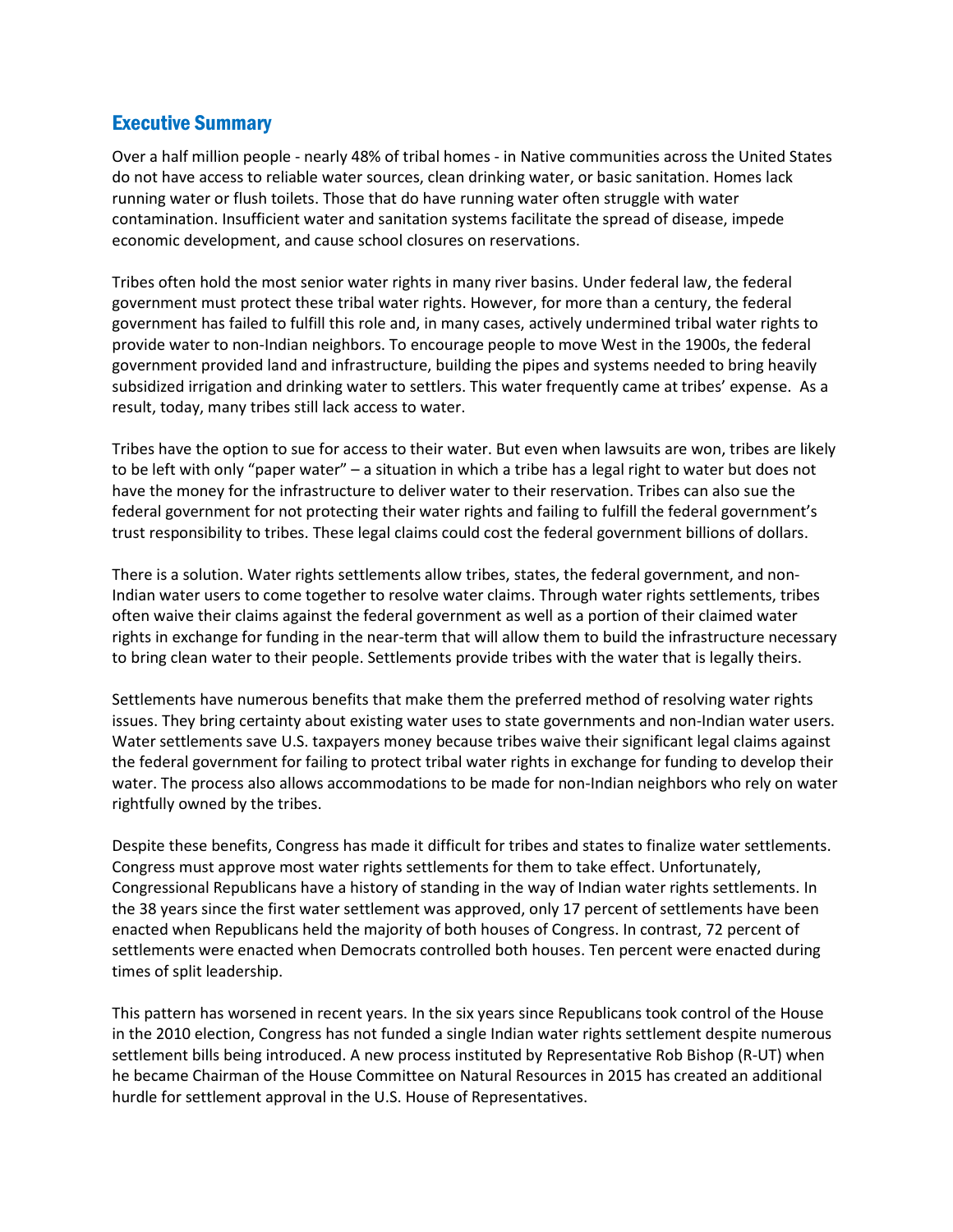## Executive Summary

Over a half million people - nearly 48% of tribal homes - in Native communities across the United States do not have access to reliable water sources, clean drinking water, or basic sanitation. Homes lack running water or flush toilets. Those that do have running water often struggle with water contamination. Insufficient water and sanitation systems facilitate the spread of disease, impede economic development, and cause school closures on reservations.

Tribes often hold the most senior water rights in many river basins. Under federal law, the federal government must protect these tribal water rights. However, for more than a century, the federal government has failed to fulfill this role and, in many cases, actively undermined tribal water rights to provide water to non-Indian neighbors. To encourage people to move West in the 1900s, the federal government provided land and infrastructure, building the pipes and systems needed to bring heavily subsidized irrigation and drinking water to settlers. This water frequently came at tribes' expense. As a result, today, many tribes still lack access to water.

Tribes have the option to sue for access to their water. But even when lawsuits are won, tribes are likely to be left with only "paper water" – a situation in which a tribe has a legal right to water but does not have the money for the infrastructure to deliver water to their reservation. Tribes can also sue the federal government for not protecting their water rights and failing to fulfill the federal government's trust responsibility to tribes. These legal claims could cost the federal government billions of dollars.

There is a solution. Water rights settlements allow tribes, states, the federal government, and non-Indian water users to come together to resolve water claims. Through water rights settlements, tribes often waive their claims against the federal government as well as a portion of their claimed water rights in exchange for funding in the near-term that will allow them to build the infrastructure necessary to bring clean water to their people. Settlements provide tribes with the water that is legally theirs.

Settlements have numerous benefits that make them the preferred method of resolving water rights issues. They bring certainty about existing water uses to state governments and non-Indian water users. Water settlements save U.S. taxpayers money because tribes waive their significant legal claims against the federal government for failing to protect tribal water rights in exchange for funding to develop their water. The process also allows accommodations to be made for non-Indian neighbors who rely on water rightfully owned by the tribes.

Despite these benefits, Congress has made it difficult for tribes and states to finalize water settlements. Congress must approve most water rights settlements for them to take effect. Unfortunately, Congressional Republicans have a history of standing in the way of Indian water rights settlements. In the 38 years since the first water settlement was approved, only 17 percent of settlements have been enacted when Republicans held the majority of both houses of Congress. In contrast, 72 percent of settlements were enacted when Democrats controlled both houses. Ten percent were enacted during times of split leadership.

This pattern has worsened in recent years. In the six years since Republicans took control of the House in the 2010 election, Congress has not funded a single Indian water rights settlement despite numerous settlement bills being introduced. A new process instituted by Representative Rob Bishop (R-UT) when he became Chairman of the House Committee on Natural Resources in 2015 has created an additional hurdle for settlement approval in the U.S. House of Representatives.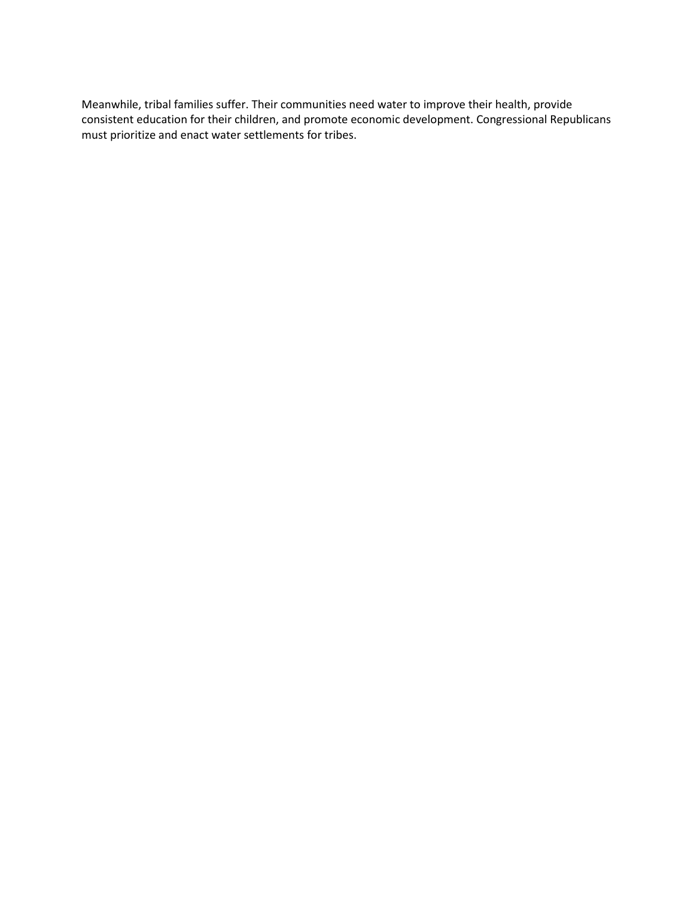Meanwhile, tribal families suffer. Their communities need water to improve their health, provide consistent education for their children, and promote economic development. Congressional Republicans must prioritize and enact water settlements for tribes.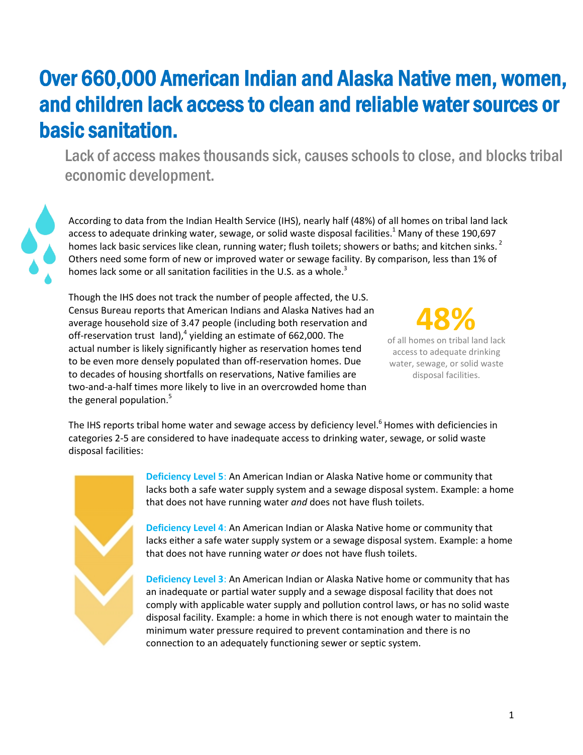# Over 660,000 American Indian and Alaska Native men, women, and children lack access to clean and reliable water sources or basic sanitation.

## Lack of access makes thousands sick, causes schools to close, and blocks tribal economic development.

According to data from the Indian Health Service (IHS), nearly half (48%) of all homes on tribal land lack access to adequate drinking water, sewage, or solid waste disposal facilities.[1] Many of these 190,697 homes lack basic services like clean, running water; flush toilets; showers or baths; and kitchen sinks.[2] Others need some form of new or improved water or sewage facility. By comparison, less than 1% of homes lack some or all sanitation facilities in the U.S. as a whole.[3]

Though the IHS does not track the number of people affected, the U.S. Census Bureau reports that American Indians and Alaska Natives had an average household size of 3.47 people (including both reservation and off-reservation trust land),[4] yielding an estimate of 662,000. The actual number is likely significantly higher as reservation homes tend to be even more densely populated than off-reservation homes. Due to decades of housing shortfalls on reservations, Native families are two-and-a-half times more likely to live in an overcrowded home than the general population.[5]

**48%**

of all homes on tribal land lack access to adequate drinking water, sewage, or solid waste disposal facilities.

The IHS reports tribal home water and sewage access by deficiency level.[6] Homes with deficiencies in categories 2-5 are considered to have inadequate access to drinking water, sewage, or solid waste disposal facilities:

**Deficiency Level 5:** An American Indian or Alaska Native home or community that lacks both a safe water supply system and a sewage disposal system. Example: a home that does not have running water *and* does not have flush toilets.

**Deficiency Level 4:** An American Indian or Alaska Native home or community that lacks either a safe water supply system or a sewage disposal system. Example: a home that does not have running water *or* does not have flush toilets.

**Deficiency Level 3:** An American Indian or Alaska Native home or community that has an inadequate or partial water supply and a sewage disposal facility that does not comply with applicable water supply and pollution control laws, or has no solid waste disposal facility. Example: a home in which there is not enough water to maintain the minimum water pressure required to prevent contamination and there is no connection to an adequately functioning sewer or septic system.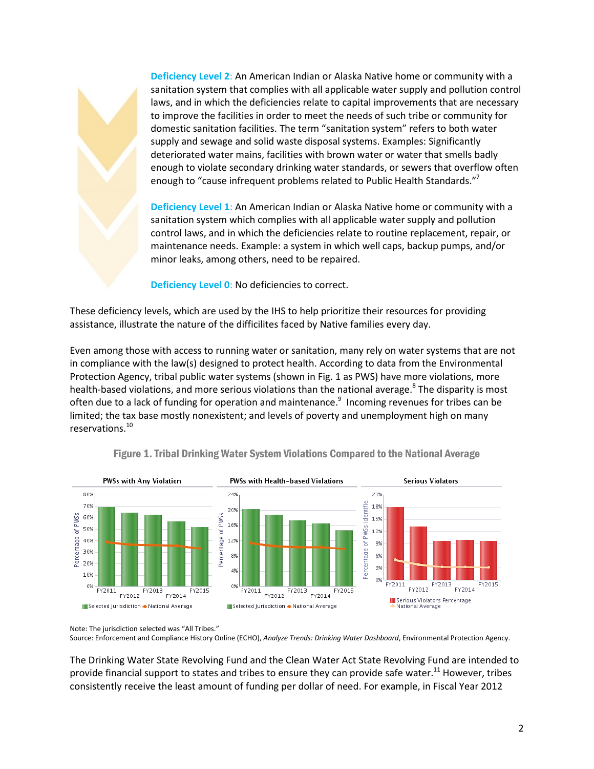**Deficiency Level 2**: An American Indian or Alaska Native home or community with a sanitation system that complies with all applicable water supply and pollution control laws, and in which the deficiencies relate to capital improvements that are necessary to improve the facilities in order to meet the needs of such tribe or community for domestic sanitation facilities. The term "sanitation system" refers to both water supply and sewage and solid waste disposal systems. Examples: Significantly deteriorated water mains, facilities with brown water or water that smells badly enough to violate secondary drinking water standards, or sewers that overflow often enough to "cause infrequent problems related to Public Health Standards."[7]

**Deficiency Level 1**: An American Indian or Alaska Native home or community with a sanitation system which complies with all applicable water supply and pollution control laws, and in which the deficiencies relate to routine replacement, repair, or maintenance needs. Example: a system in which well caps, backup pumps, and/or minor leaks, among others, need to be repaired.

**Deficiency Level 0**: No deficiencies to correct.

These deficiency levels, which are used by the IHS to help prioritize their resources for providing assistance, illustrate the nature of the difficilites faced by Native families every day.

Even among those with access to running water or sanitation, many rely on water systems that are not in compliance with the law(s) designed to protect health. According to data from the Environmental Protection Agency, tribal public water systems (shown in Fig. 1 as PWS) have more violations, more health-based violations, and more serious violations than the national average.[8] The disparity is most often due to a lack of funding for operation and maintenance.[9] Incoming revenues for tribes can be limited; the tax base mostly nonexistent; and levels of poverty and unemployment high on many reservations.[10]

**Figure 1. Tribal Drinking Water System Violations Compared to the National Average**

Note: The jurisdiction selected was "All Tribes."
Source: Enforcement and Compliance History Online (ECHO), *Analyze Trends: Drinking Water Dashboard*, Environmental Protection Agency.

The Drinking Water State Revolving Fund and the Clean Water Act State Revolving Fund are intended to provide financial support to states and tribes to ensure they can provide safe water.[11] However, tribes consistently receive the least amount of funding per dollar of need. For example, in Fiscal Year 2012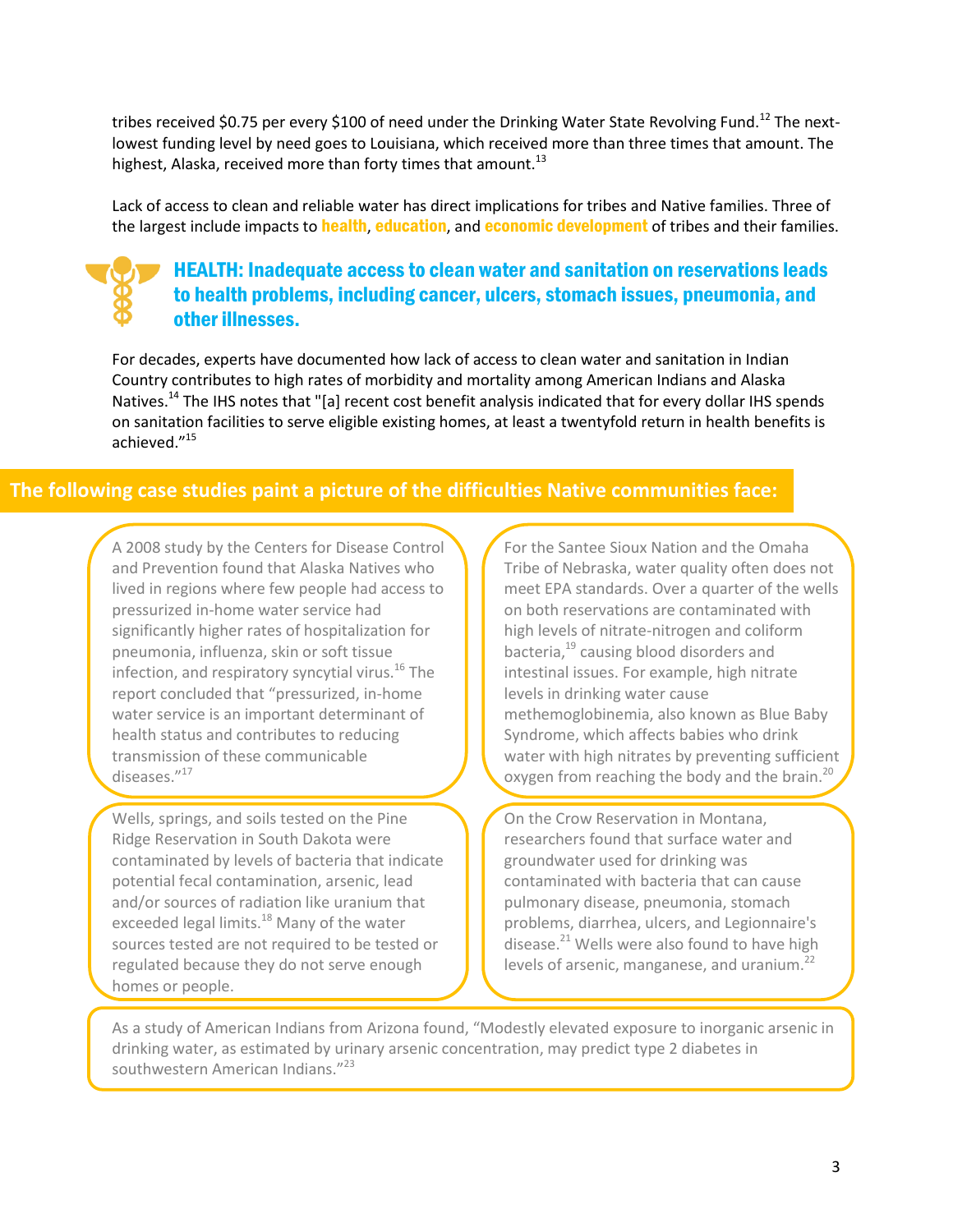tribes received $0.75 per every $100 of need under the Drinking Water State Revolving Fund.[12] The next-lowest funding level by need goes to Louisiana, which received more than three times that amount. The highest, Alaska, received more than forty times that amount.[13]

Lack of access to clean and reliable water has direct implications for tribes and Native families. Three of the largest include impacts to **health**, **education**, and **economic development** of tribes and their families.

## HEALTH: Inadequate access to clean water and sanitation on reservations leads to health problems, including cancer, ulcers, stomach issues, pneumonia, and other illnesses.

For decades, experts have documented how lack of access to clean water and sanitation in Indian Country contributes to high rates of morbidity and mortality among American Indians and Alaska Natives.[14] The IHS notes that "[a] recent cost benefit analysis indicated that for every dollar IHS spends on sanitation facilities to serve eligible existing homes, at least a twentyfold return in health benefits is achieved."[15]

**The following case studies paint a picture of the difficulties Native communities face:**

A 2008 study by the Centers for Disease Control and Prevention found that Alaska Natives who lived in regions where few people had access to pressurized in-home water service had significantly higher rates of hospitalization for pneumonia, influenza, skin or soft tissue infection, and respiratory syncytial virus.[16] The report concluded that "pressurized, in-home water service is an important determinant of health status and contributes to reducing transmission of these communicable diseases."[17]

For the Santee Sioux Nation and the Omaha Tribe of Nebraska, water quality often does not meet EPA standards. Over a quarter of the wells on both reservations are contaminated with high levels of nitrate-nitrogen and coliform bacteria,[19] causing blood disorders and intestinal issues. For example, high nitrate levels in drinking water cause methemoglobinemia, also known as Blue Baby Syndrome, which affects babies who drink water with high nitrates by preventing sufficient oxygen from reaching the body and the brain.[20]

Wells, springs, and soils tested on the Pine Ridge Reservation in South Dakota were contaminated by levels of bacteria that indicate potential fecal contamination, arsenic, lead and/or sources of radiation like uranium that exceeded legal limits.[18] Many of the water sources tested are not required to be tested or regulated because they do not serve enough homes or people.

On the Crow Reservation in Montana, researchers found that surface water and groundwater used for drinking was contaminated with bacteria that can cause pulmonary disease, pneumonia, stomach problems, diarrhea, ulcers, and Legionnaire's disease.[21] Wells were also found to have high levels of arsenic, manganese, and uranium.[22]

As a study of American Indians from Arizona found, "Modestly elevated exposure to inorganic arsenic in drinking water, as estimated by urinary arsenic concentration, may predict type 2 diabetes in southwestern American Indians."[23]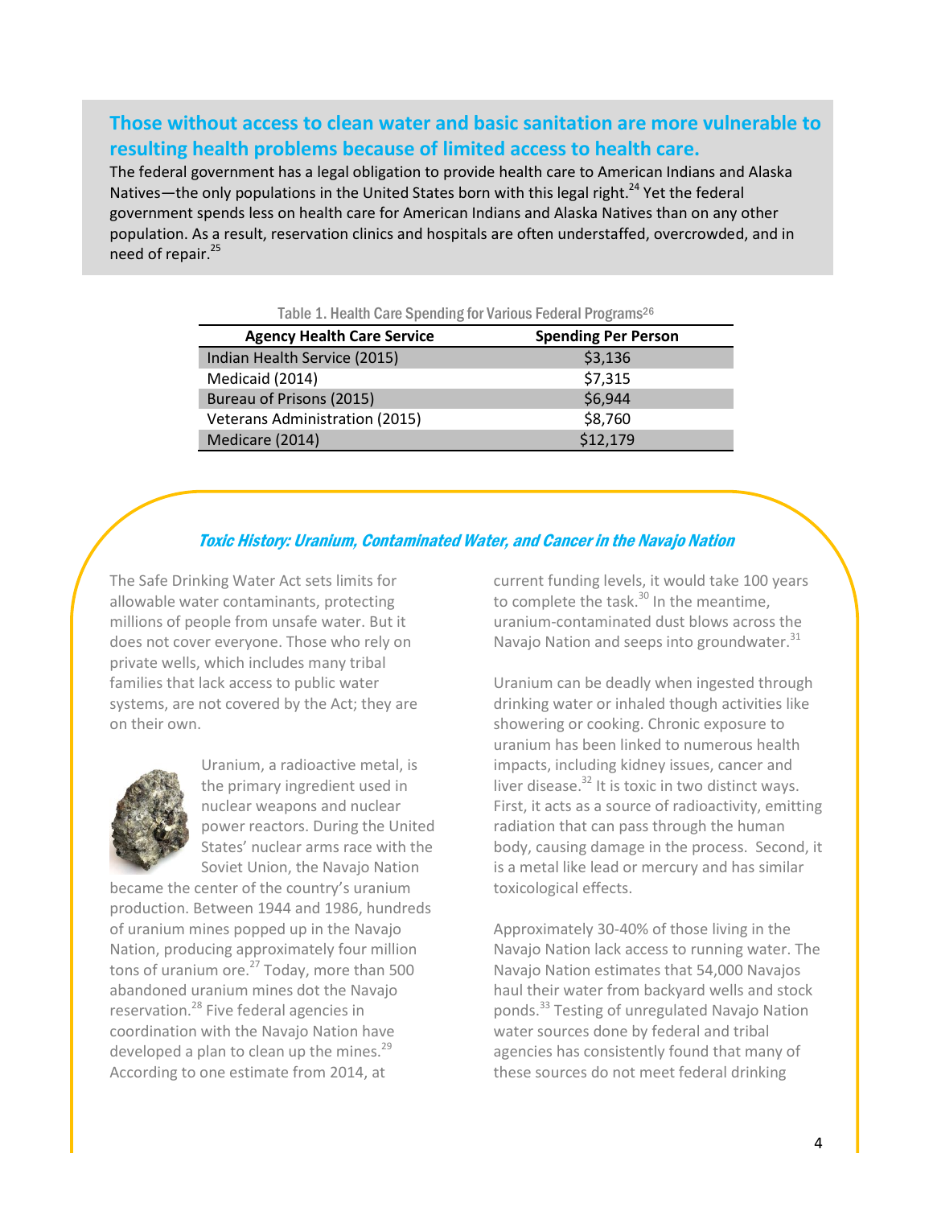## Those without access to clean water and basic sanitation are more vulnerable to resulting health problems because of limited access to health care.

The federal government has a legal obligation to provide health care to American Indians and Alaska Natives—the only populations in the United States born with this legal right.[24] Yet the federal government spends less on health care for American Indians and Alaska Natives than on any other population. As a result, reservation clinics and hospitals are often understaffed, overcrowded, and in need of repair.[25]

Table 1. Health Care Spending for Various Federal Programs[26]

| Agency Health Care Service | Spending Per Person |
|---|---|
| Indian Health Service (2015) | $3,136 |
| Medicaid (2014) | $7,315 |
| Bureau of Prisons (2015) | $6,944 |
| Veterans Administration (2015) | $8,760 |
| Medicare (2014) | $12,179 |

### *Toxic History: Uranium, Contaminated Water, and Cancer in the Navajo Nation*

The Safe Drinking Water Act sets limits for allowable water contaminants, protecting millions of people from unsafe water. But it does not cover everyone. Those who rely on private wells, which includes many tribal families that lack access to public water systems, are not covered by the Act; they are on their own.

Uranium, a radioactive metal, is the primary ingredient used in nuclear weapons and nuclear power reactors. During the United States' nuclear arms race with the Soviet Union, the Navajo Nation became the center of the country's uranium production. Between 1944 and 1986, hundreds of uranium mines popped up in the Navajo Nation, producing approximately four million tons of uranium ore.[27] Today, more than 500 abandoned uranium mines dot the Navajo reservation.[28] Five federal agencies in coordination with the Navajo Nation have developed a plan to clean up the mines.[29] According to one estimate from 2014, at current funding levels, it would take 100 years to complete the task.[30] In the meantime, uranium-contaminated dust blows across the Navajo Nation and seeps into groundwater.[31]

Uranium can be deadly when ingested through drinking water or inhaled though activities like showering or cooking. Chronic exposure to uranium has been linked to numerous health impacts, including kidney issues, cancer and liver disease.[32] It is toxic in two distinct ways. First, it acts as a source of radioactivity, emitting radiation that can pass through the human body, causing damage in the process. Second, it is a metal like lead or mercury and has similar toxicological effects.

Approximately 30-40% of those living in the Navajo Nation lack access to running water. The Navajo Nation estimates that 54,000 Navajos haul their water from backyard wells and stock ponds.[33] Testing of unregulated Navajo Nation water sources done by federal and tribal agencies has consistently found that many of these sources do not meet federal drinking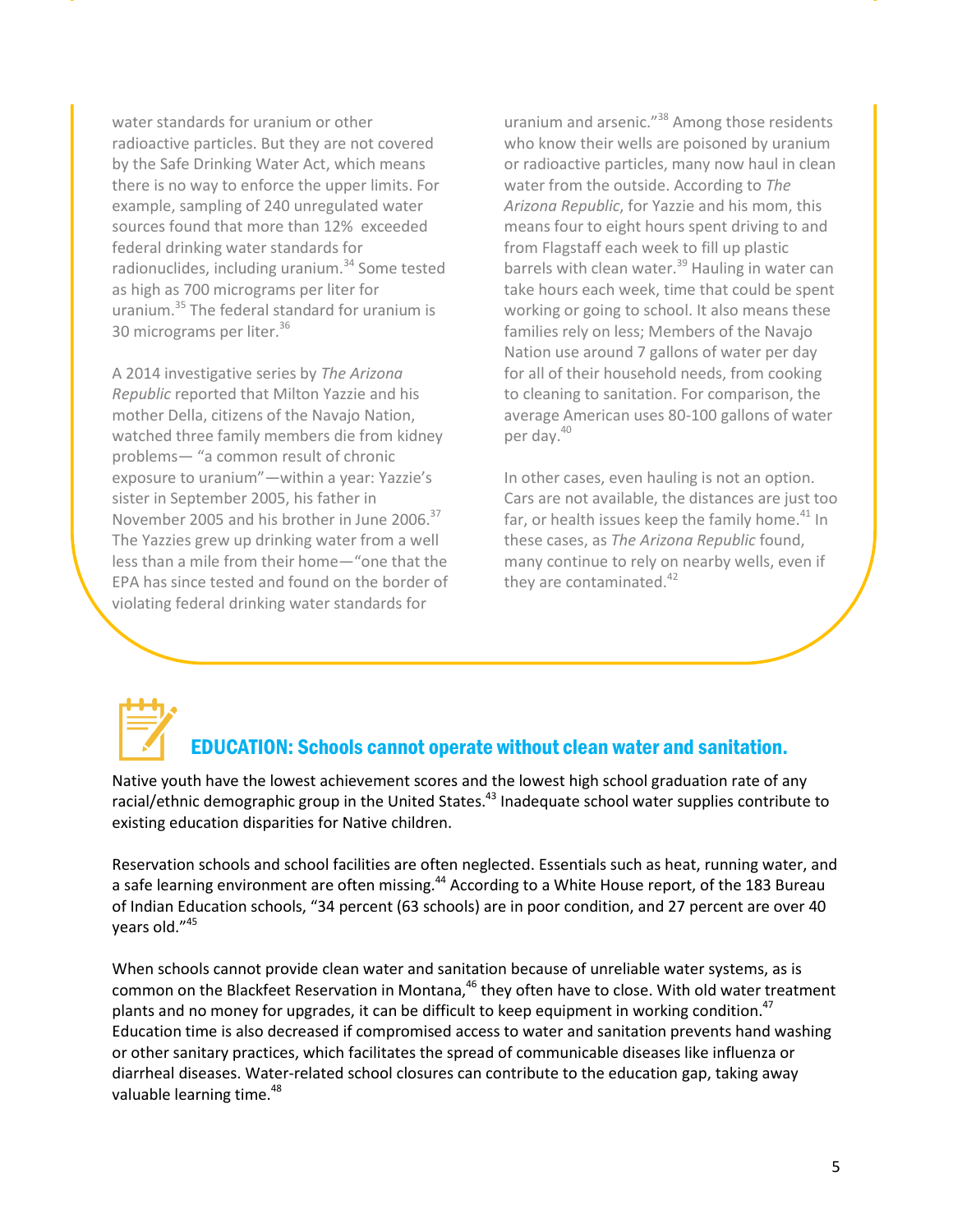water standards for uranium or other radioactive particles. But they are not covered by the Safe Drinking Water Act, which means there is no way to enforce the upper limits. For example, sampling of 240 unregulated water sources found that more than 12% exceeded federal drinking water standards for radionuclides, including uranium.[34] Some tested as high as 700 micrograms per liter for uranium.[35] The federal standard for uranium is 30 micrograms per liter.[36]

A 2014 investigative series by *The Arizona Republic* reported that Milton Yazzie and his mother Della, citizens of the Navajo Nation, watched three family members die from kidney problems— "a common result of chronic exposure to uranium"—within a year: Yazzie's sister in September 2005, his father in November 2005 and his brother in June 2006.[37] The Yazzies grew up drinking water from a well less than a mile from their home—"one that the EPA has since tested and found on the border of violating federal drinking water standards for uranium and arsenic."[38] Among those residents who know their wells are poisoned by uranium or radioactive particles, many now haul in clean water from the outside. According to *The Arizona Republic*, for Yazzie and his mom, this means four to eight hours spent driving to and from Flagstaff each week to fill up plastic barrels with clean water.[39] Hauling in water can take hours each week, time that could be spent working or going to school. It also means these families rely on less; Members of the Navajo Nation use around 7 gallons of water per day for all of their household needs, from cooking to cleaning to sanitation. For comparison, the average American uses 80-100 gallons of water per day.[40]

In other cases, even hauling is not an option. Cars are not available, the distances are just too far, or health issues keep the family home.[41] In these cases, as *The Arizona Republic* found, many continue to rely on nearby wells, even if they are contaminated.[42]

## EDUCATION: Schools cannot operate without clean water and sanitation.

Native youth have the lowest achievement scores and the lowest high school graduation rate of any racial/ethnic demographic group in the United States.[43] Inadequate school water supplies contribute to existing education disparities for Native children.

Reservation schools and school facilities are often neglected. Essentials such as heat, running water, and a safe learning environment are often missing.[44] According to a White House report, of the 183 Bureau of Indian Education schools, "34 percent (63 schools) are in poor condition, and 27 percent are over 40 years old."[45]

When schools cannot provide clean water and sanitation because of unreliable water systems, as is common on the Blackfeet Reservation in Montana,[46] they often have to close. With old water treatment plants and no money for upgrades, it can be difficult to keep equipment in working condition.[47] Education time is also decreased if compromised access to water and sanitation prevents hand washing or other sanitary practices, which facilitates the spread of communicable diseases like influenza or diarrheal diseases. Water-related school closures can contribute to the education gap, taking away valuable learning time.[48]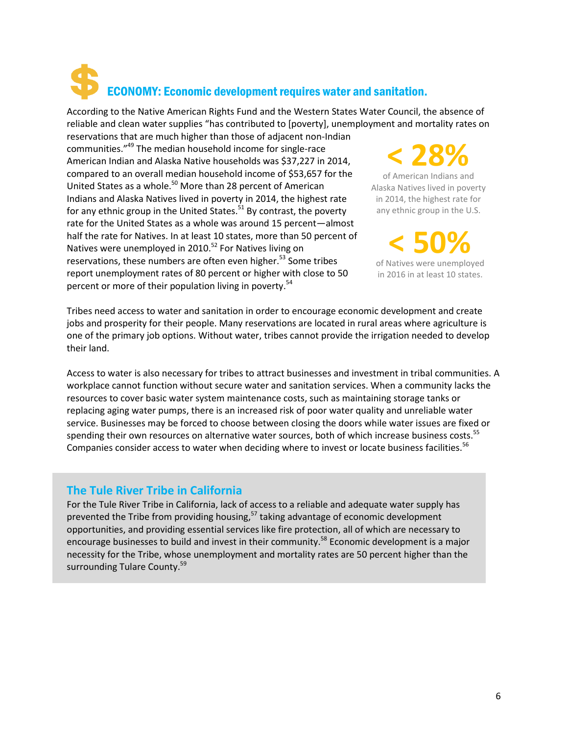## $ ECONOMY: Economic development requires water and sanitation.

According to the Native American Rights Fund and the Western States Water Council, the absence of reliable and clean water supplies "has contributed to [poverty], unemployment and mortality rates on reservations that are much higher than those of adjacent non-Indian communities."[49] The median household income for single-race American Indian and Alaska Native households was $37,227 in 2014, compared to an overall median household income of $53,657 for the United States as a whole.[50] More than 28 percent of American Indians and Alaska Natives lived in poverty in 2014, the highest rate for any ethnic group in the United States.[51] By contrast, the poverty rate for the United States as a whole was around 15 percent—almost half the rate for Natives. In at least 10 states, more than 50 percent of Natives were unemployed in 2010.[52] For Natives living on reservations, these numbers are often even higher.[53] Some tribes report unemployment rates of 80 percent or higher with close to 50 percent or more of their population living in poverty.[54]

**< 28%**

of American Indians and Alaska Natives lived in poverty in 2014, the highest rate for any ethnic group in the U.S.

**< 50%**

of Natives were unemployed in 2016 in at least 10 states.

Tribes need access to water and sanitation in order to encourage economic development and create jobs and prosperity for their people. Many reservations are located in rural areas where agriculture is one of the primary job options. Without water, tribes cannot provide the irrigation needed to develop their land.

Access to water is also necessary for tribes to attract businesses and investment in tribal communities. A workplace cannot function without secure water and sanitation services. When a community lacks the resources to cover basic water system maintenance costs, such as maintaining storage tanks or replacing aging water pumps, there is an increased risk of poor water quality and unreliable water service. Businesses may be forced to choose between closing the doors while water issues are fixed or spending their own resources on alternative water sources, both of which increase business costs.[55] Companies consider access to water when deciding where to invest or locate business facilities.[56]

### The Tule River Tribe in California

For the Tule River Tribe in California, lack of access to a reliable and adequate water supply has prevented the Tribe from providing housing,[57] taking advantage of economic development opportunities, and providing essential services like fire protection, all of which are necessary to encourage businesses to build and invest in their community.[58] Economic development is a major necessity for the Tribe, whose unemployment and mortality rates are 50 percent higher than the surrounding Tulare County.[59]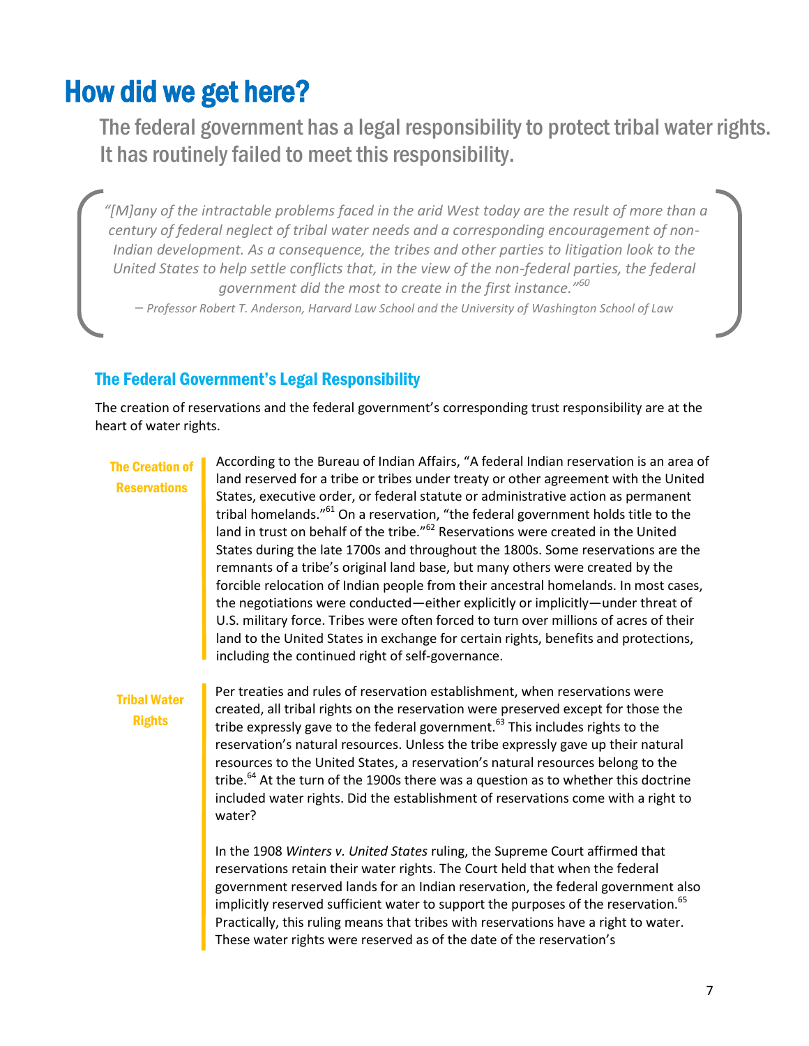# How did we get here?

The federal government has a legal responsibility to protect tribal water rights. It has routinely failed to meet this responsibility.

> *"[M]any of the intractable problems faced in the arid West today are the result of more than a century of federal neglect of tribal water needs and a corresponding encouragement of non-Indian development. As a consequence, the tribes and other parties to litigation look to the United States to help settle conflicts that, in the view of the non-federal parties, the federal government did the most to create in the first instance."*[60]
>
> *– Professor Robert T. Anderson, Harvard Law School and the University of Washington School of Law*

## The Federal Government's Legal Responsibility

The creation of reservations and the federal government's corresponding trust responsibility are at the heart of water rights.

### The Creation of Reservations

According to the Bureau of Indian Affairs, "A federal Indian reservation is an area of land reserved for a tribe or tribes under treaty or other agreement with the United States, executive order, or federal statute or administrative action as permanent tribal homelands."[61] On a reservation, "the federal government holds title to the land in trust on behalf of the tribe."[62] Reservations were created in the United States during the late 1700s and throughout the 1800s. Some reservations are the remnants of a tribe's original land base, but many others were created by the forcible relocation of Indian people from their ancestral homelands. In most cases, the negotiations were conducted—either explicitly or implicitly—under threat of U.S. military force. Tribes were often forced to turn over millions of acres of their land to the United States in exchange for certain rights, benefits and protections, including the continued right of self-governance.

### Tribal Water Rights

Per treaties and rules of reservation establishment, when reservations were created, all tribal rights on the reservation were preserved except for those the tribe expressly gave to the federal government.[63] This includes rights to the reservation's natural resources. Unless the tribe expressly gave up their natural resources to the United States, a reservation's natural resources belong to the tribe.[64] At the turn of the 1900s there was a question as to whether this doctrine included water rights. Did the establishment of reservations come with a right to water?

In the 1908 *Winters v. United States* ruling, the Supreme Court affirmed that reservations retain their water rights. The Court held that when the federal government reserved lands for an Indian reservation, the federal government also implicitly reserved sufficient water to support the purposes of the reservation.[65] Practically, this ruling means that tribes with reservations have a right to water. These water rights were reserved as of the date of the reservation's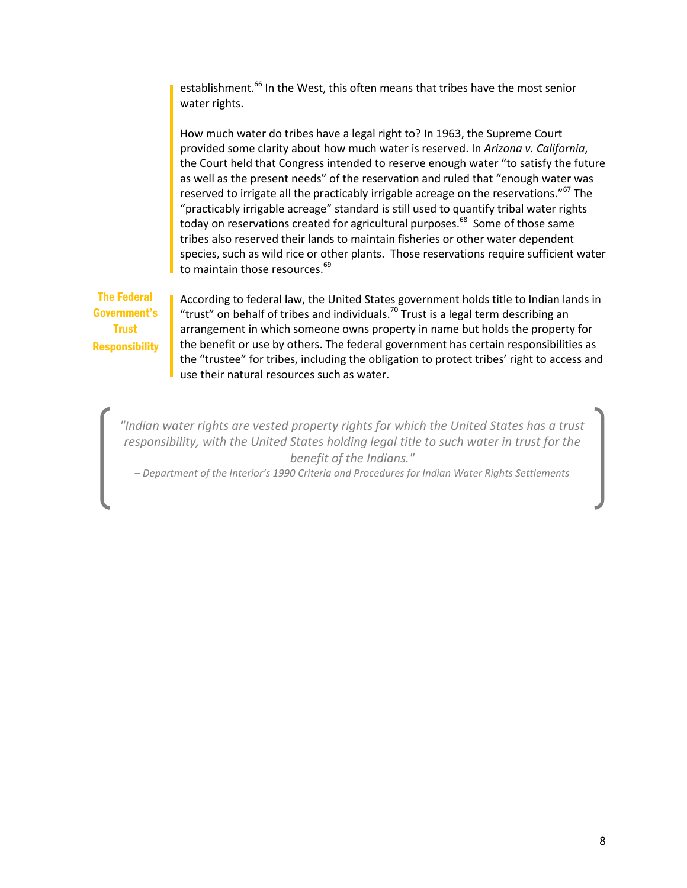establishment.[66] In the West, this often means that tribes have the most senior water rights.

How much water do tribes have a legal right to? In 1963, the Supreme Court provided some clarity about how much water is reserved. In *Arizona v. California*, the Court held that Congress intended to reserve enough water "to satisfy the future as well as the present needs" of the reservation and ruled that "enough water was reserved to irrigate all the practicably irrigable acreage on the reservations."[67] The "practicably irrigable acreage" standard is still used to quantify tribal water rights today on reservations created for agricultural purposes.[68] Some of those same tribes also reserved their lands to maintain fisheries or other water dependent species, such as wild rice or other plants. Those reservations require sufficient water to maintain those resources.[69]

## The Federal Government's Trust Responsibility

According to federal law, the United States government holds title to Indian lands in "trust" on behalf of tribes and individuals.[70] Trust is a legal term describing an arrangement in which someone owns property in name but holds the property for the benefit or use by others. The federal government has certain responsibilities as the "trustee" for tribes, including the obligation to protect tribes' right to access and use their natural resources such as water.

> *"Indian water rights are vested property rights for which the United States has a trust responsibility, with the United States holding legal title to such water in trust for the benefit of the Indians."*
>
> *– Department of the Interior's 1990 Criteria and Procedures for Indian Water Rights Settlements*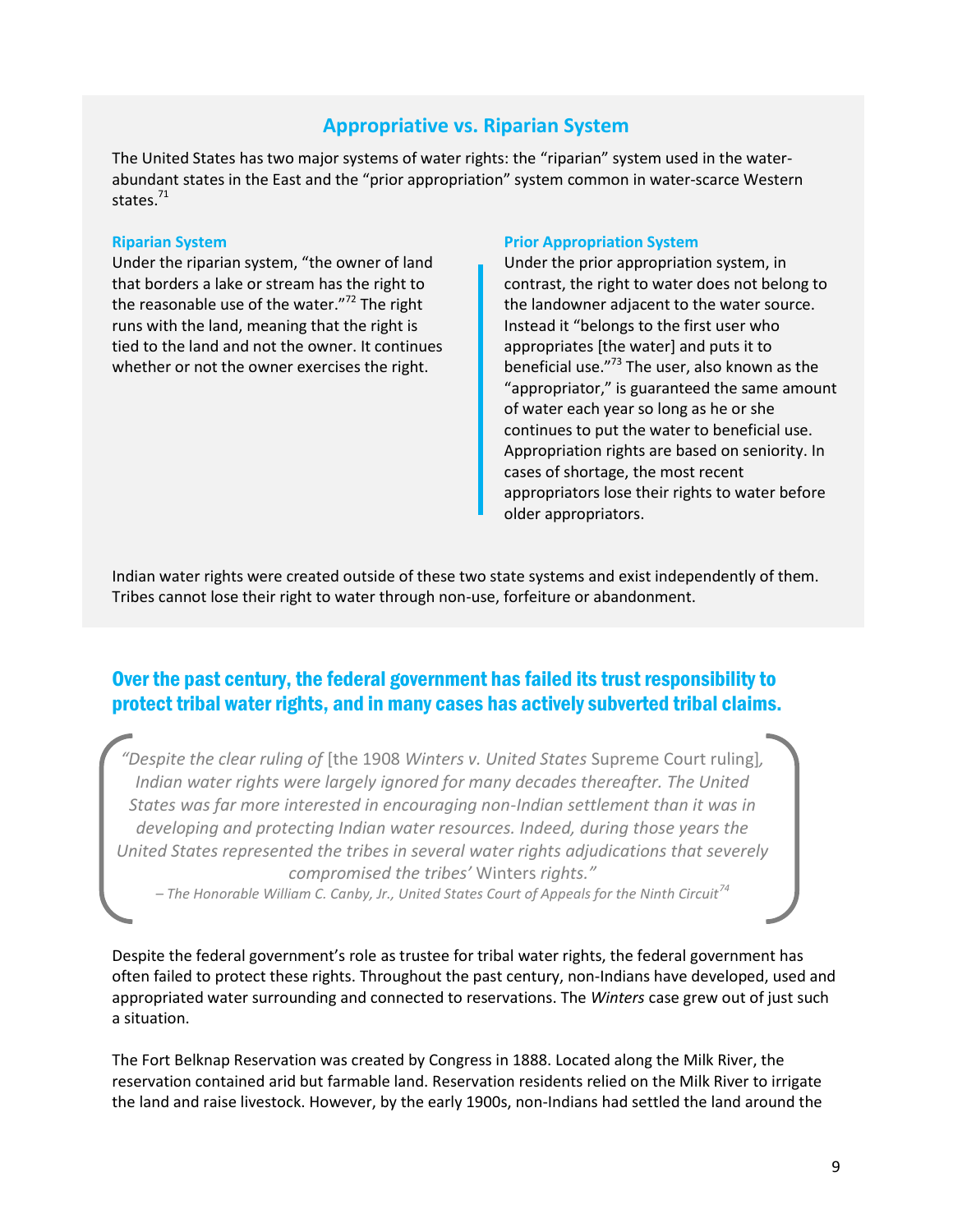## Appropriative vs. Riparian System

The United States has two major systems of water rights: the "riparian" system used in the water-abundant states in the East and the "prior appropriation" system common in water-scarce Western states.[71]

### Riparian System

Under the riparian system, "the owner of land that borders a lake or stream has the right to the reasonable use of the water."[72] The right runs with the land, meaning that the right is tied to the land and not the owner. It continues whether or not the owner exercises the right.

### Prior Appropriation System

Under the prior appropriation system, in contrast, the right to water does not belong to the landowner adjacent to the water source. Instead it "belongs to the first user who appropriates [the water] and puts it to beneficial use."[73] The user, also known as the "appropriator," is guaranteed the same amount of water each year so long as he or she continues to put the water to beneficial use. Appropriation rights are based on seniority. In cases of shortage, the most recent appropriators lose their rights to water before older appropriators.

Indian water rights were created outside of these two state systems and exist independently of them. Tribes cannot lose their right to water through non-use, forfeiture or abandonment.

## Over the past century, the federal government has failed its trust responsibility to protect tribal water rights, and in many cases has actively subverted tribal claims.

> *"Despite the clear ruling of* [the 1908 *Winters v. United States* Supreme Court ruling]*, Indian water rights were largely ignored for many decades thereafter. The United States was far more interested in encouraging non-Indian settlement than it was in developing and protecting Indian water resources. Indeed, during those years the United States represented the tribes in several water rights adjudications that severely compromised the tribes'* Winters *rights."*
>
> *– The Honorable William C. Canby, Jr., United States Court of Appeals for the Ninth Circuit*[74]

Despite the federal government's role as trustee for tribal water rights, the federal government has often failed to protect these rights. Throughout the past century, non-Indians have developed, used and appropriated water surrounding and connected to reservations. The *Winters* case grew out of just such a situation.

The Fort Belknap Reservation was created by Congress in 1888. Located along the Milk River, the reservation contained arid but farmable land. Reservation residents relied on the Milk River to irrigate the land and raise livestock. However, by the early 1900s, non-Indians had settled the land around the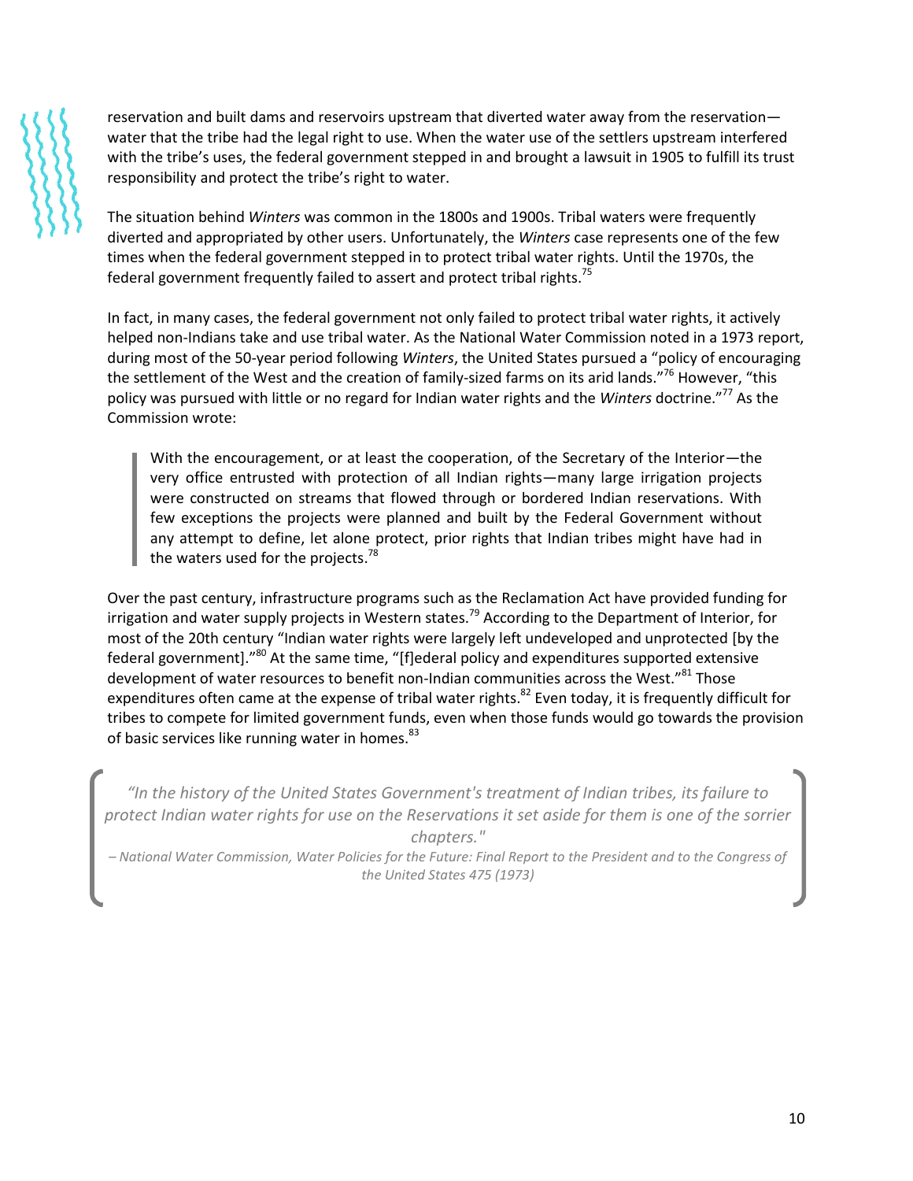reservation and built dams and reservoirs upstream that diverted water away from the reservation—water that the tribe had the legal right to use. When the water use of the settlers upstream interfered with the tribe's uses, the federal government stepped in and brought a lawsuit in 1905 to fulfill its trust responsibility and protect the tribe's right to water.

The situation behind *Winters* was common in the 1800s and 1900s. Tribal waters were frequently diverted and appropriated by other users. Unfortunately, the *Winters* case represents one of the few times when the federal government stepped in to protect tribal water rights. Until the 1970s, the federal government frequently failed to assert and protect tribal rights.[75]

In fact, in many cases, the federal government not only failed to protect tribal water rights, it actively helped non-Indians take and use tribal water. As the National Water Commission noted in a 1973 report, during most of the 50-year period following *Winters*, the United States pursued a "policy of encouraging the settlement of the West and the creation of family-sized farms on its arid lands."[76] However, "this policy was pursued with little or no regard for Indian water rights and the *Winters* doctrine."[77] As the Commission wrote:

> With the encouragement, or at least the cooperation, of the Secretary of the Interior—the very office entrusted with protection of all Indian rights—many large irrigation projects were constructed on streams that flowed through or bordered Indian reservations. With few exceptions the projects were planned and built by the Federal Government without any attempt to define, let alone protect, prior rights that Indian tribes might have had in the waters used for the projects.[78]

Over the past century, infrastructure programs such as the Reclamation Act have provided funding for irrigation and water supply projects in Western states.[79] According to the Department of Interior, for most of the 20th century "Indian water rights were largely left undeveloped and unprotected [by the federal government]."[80] At the same time, "[f]ederal policy and expenditures supported extensive development of water resources to benefit non-Indian communities across the West."[81] Those expenditures often came at the expense of tribal water rights.[82] Even today, it is frequently difficult for tribes to compete for limited government funds, even when those funds would go towards the provision of basic services like running water in homes.[83]

> *"In the history of the United States Government's treatment of Indian tribes, its failure to protect Indian water rights for use on the Reservations it set aside for them is one of the sorrier chapters."*
>
> *– National Water Commission, Water Policies for the Future: Final Report to the President and to the Congress of the United States 475 (1973)*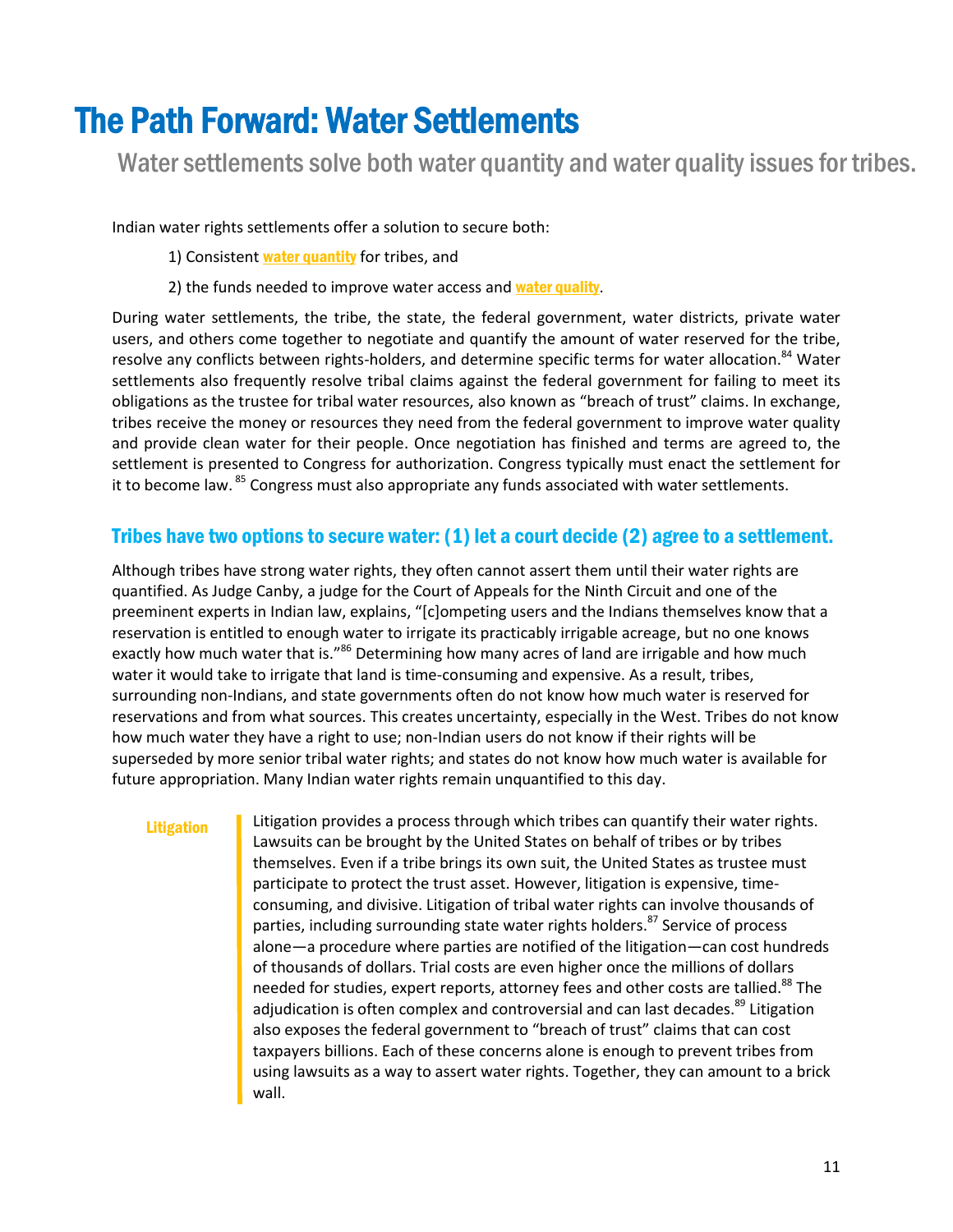# The Path Forward: Water Settlements

Water settlements solve both water quantity and water quality issues for tribes.

Indian water rights settlements offer a solution to secure both:

1) Consistent **water quantity** for tribes, and

2) the funds needed to improve water access and **water quality**.

During water settlements, the tribe, the state, the federal government, water districts, private water users, and others come together to negotiate and quantify the amount of water reserved for the tribe, resolve any conflicts between rights-holders, and determine specific terms for water allocation.[84] Water settlements also frequently resolve tribal claims against the federal government for failing to meet its obligations as the trustee for tribal water resources, also known as "breach of trust" claims. In exchange, tribes receive the money or resources they need from the federal government to improve water quality and provide clean water for their people. Once negotiation has finished and terms are agreed to, the settlement is presented to Congress for authorization. Congress typically must enact the settlement for it to become law.[85] Congress must also appropriate any funds associated with water settlements.

## Tribes have two options to secure water: (1) let a court decide (2) agree to a settlement.

Although tribes have strong water rights, they often cannot assert them until their water rights are quantified. As Judge Canby, a judge for the Court of Appeals for the Ninth Circuit and one of the preeminent experts in Indian law, explains, "[c]ompeting users and the Indians themselves know that a reservation is entitled to enough water to irrigate its practicably irrigable acreage, but no one knows exactly how much water that is."[86] Determining how many acres of land are irrigable and how much water it would take to irrigate that land is time-consuming and expensive. As a result, tribes, surrounding non-Indians, and state governments often do not know how much water is reserved for reservations and from what sources. This creates uncertainty, especially in the West. Tribes do not know how much water they have a right to use; non-Indian users do not know if their rights will be superseded by more senior tribal water rights; and states do not know how much water is available for future appropriation. Many Indian water rights remain unquantified to this day.

**Litigation**

Litigation provides a process through which tribes can quantify their water rights. Lawsuits can be brought by the United States on behalf of tribes or by tribes themselves. Even if a tribe brings its own suit, the United States as trustee must participate to protect the trust asset. However, litigation is expensive, time-consuming, and divisive. Litigation of tribal water rights can involve thousands of parties, including surrounding state water rights holders.[87] Service of process alone—a procedure where parties are notified of the litigation—can cost hundreds of thousands of dollars. Trial costs are even higher once the millions of dollars needed for studies, expert reports, attorney fees and other costs are tallied.[88] The adjudication is often complex and controversial and can last decades.[89] Litigation also exposes the federal government to "breach of trust" claims that can cost taxpayers billions. Each of these concerns alone is enough to prevent tribes from using lawsuits as a way to assert water rights. Together, they can amount to a brick wall.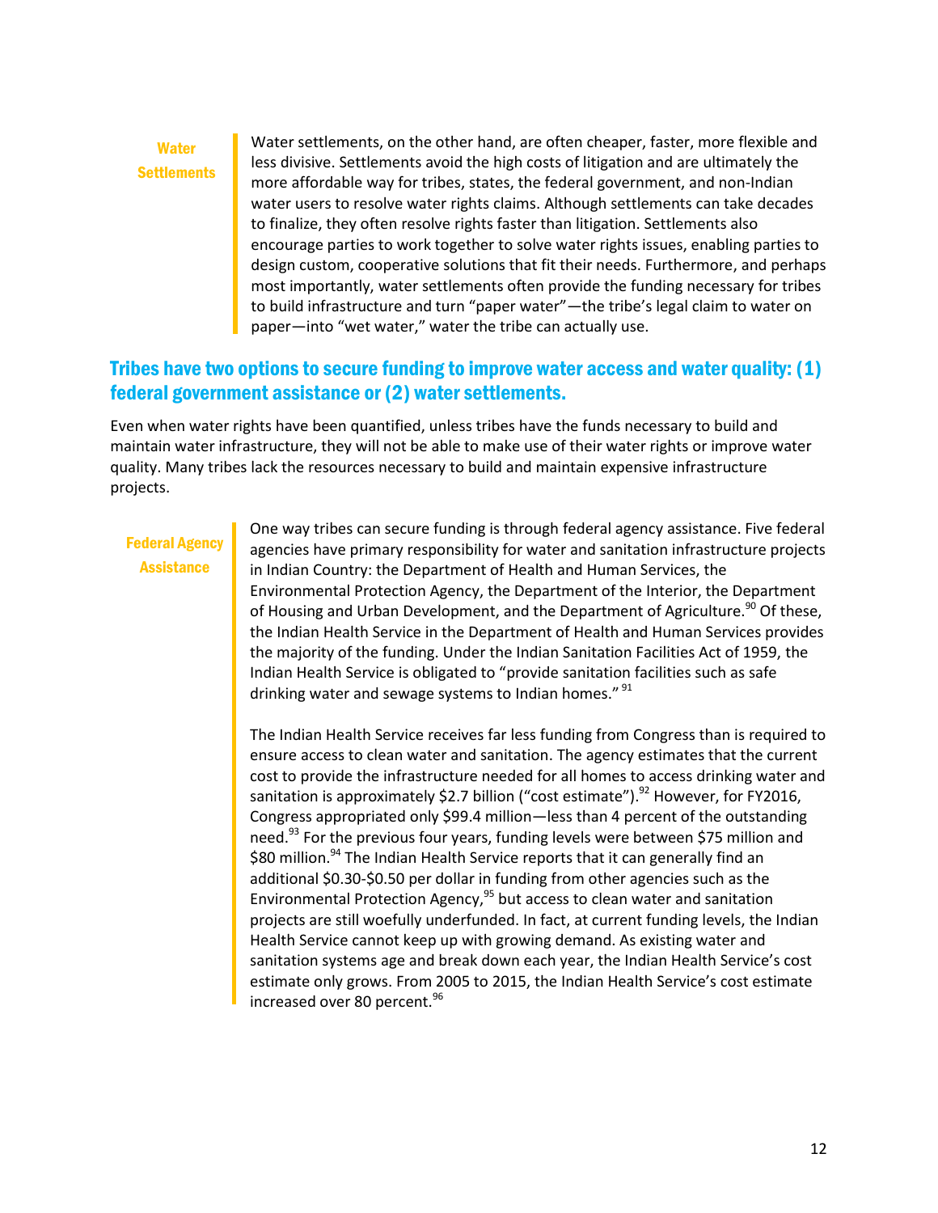**Water Settlements**

Water settlements, on the other hand, are often cheaper, faster, more flexible and less divisive. Settlements avoid the high costs of litigation and are ultimately the more affordable way for tribes, states, the federal government, and non-Indian water users to resolve water rights claims. Although settlements can take decades to finalize, they often resolve rights faster than litigation. Settlements also encourage parties to work together to solve water rights issues, enabling parties to design custom, cooperative solutions that fit their needs. Furthermore, and perhaps most importantly, water settlements often provide the funding necessary for tribes to build infrastructure and turn "paper water"—the tribe's legal claim to water on paper—into "wet water," water the tribe can actually use.

## Tribes have two options to secure funding to improve water access and water quality: (1) federal government assistance or (2) water settlements.

Even when water rights have been quantified, unless tribes have the funds necessary to build and maintain water infrastructure, they will not be able to make use of their water rights or improve water quality. Many tribes lack the resources necessary to build and maintain expensive infrastructure projects.

**Federal Agency Assistance**

One way tribes can secure funding is through federal agency assistance. Five federal agencies have primary responsibility for water and sanitation infrastructure projects in Indian Country: the Department of Health and Human Services, the Environmental Protection Agency, the Department of the Interior, the Department of Housing and Urban Development, and the Department of Agriculture.[90] Of these, the Indian Health Service in the Department of Health and Human Services provides the majority of the funding. Under the Indian Sanitation Facilities Act of 1959, the Indian Health Service is obligated to "provide sanitation facilities such as safe drinking water and sewage systems to Indian homes." [91]

The Indian Health Service receives far less funding from Congress than is required to ensure access to clean water and sanitation. The agency estimates that the current cost to provide the infrastructure needed for all homes to access drinking water and sanitation is approximately $2.7 billion ("cost estimate").[92] However, for FY2016, Congress appropriated only $99.4 million—less than 4 percent of the outstanding need.[93] For the previous four years, funding levels were between $75 million and $80 million.[94] The Indian Health Service reports that it can generally find an additional $0.30-$0.50 per dollar in funding from other agencies such as the Environmental Protection Agency,[95] but access to clean water and sanitation projects are still woefully underfunded. In fact, at current funding levels, the Indian Health Service cannot keep up with growing demand. As existing water and sanitation systems age and break down each year, the Indian Health Service's cost estimate only grows. From 2005 to 2015, the Indian Health Service's cost estimate increased over 80 percent.[96]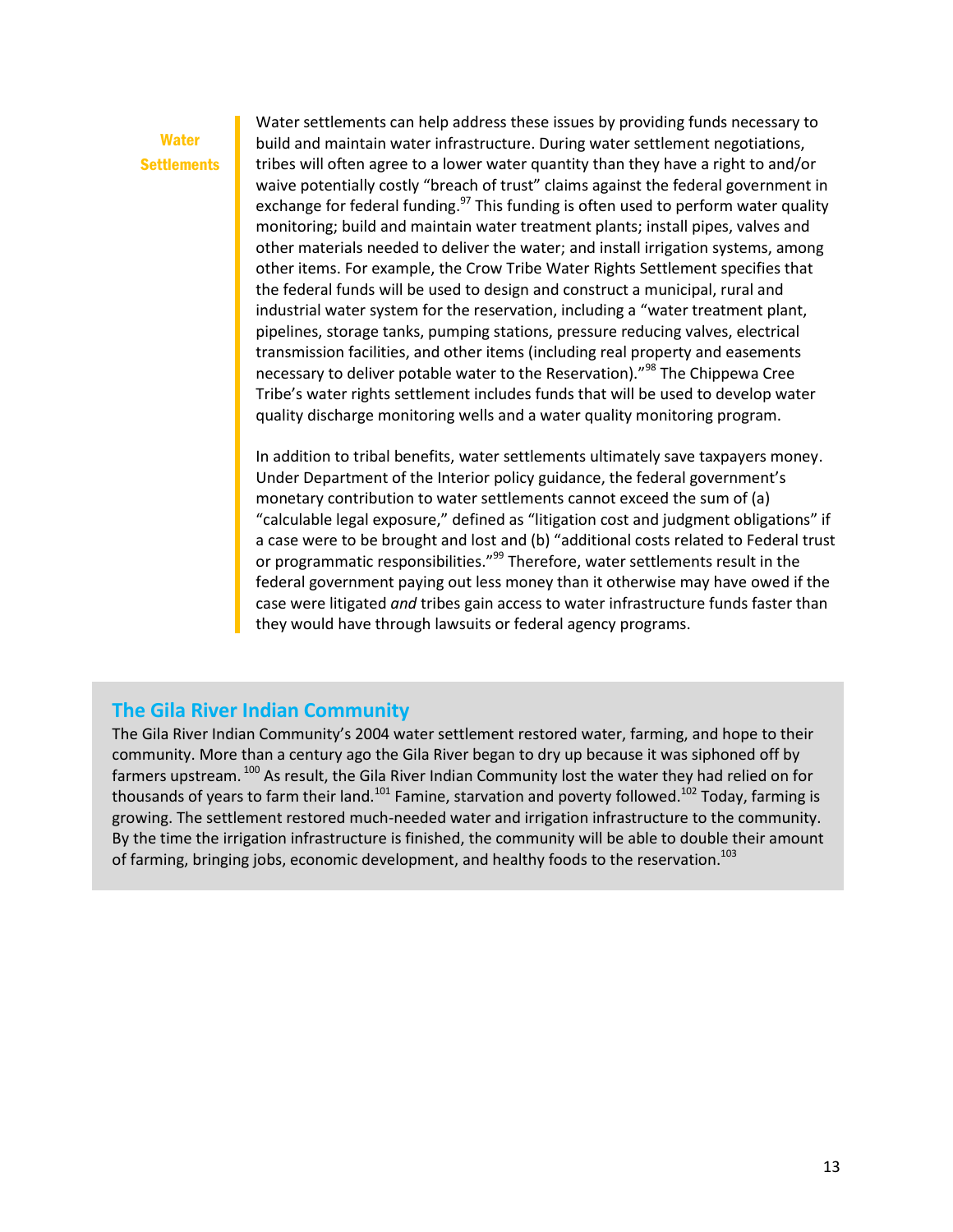## Water Settlements

Water settlements can help address these issues by providing funds necessary to build and maintain water infrastructure. During water settlement negotiations, tribes will often agree to a lower water quantity than they have a right to and/or waive potentially costly "breach of trust" claims against the federal government in exchange for federal funding.[97] This funding is often used to perform water quality monitoring; build and maintain water treatment plants; install pipes, valves and other materials needed to deliver the water; and install irrigation systems, among other items. For example, the Crow Tribe Water Rights Settlement specifies that the federal funds will be used to design and construct a municipal, rural and industrial water system for the reservation, including a "water treatment plant, pipelines, storage tanks, pumping stations, pressure reducing valves, electrical transmission facilities, and other items (including real property and easements necessary to deliver potable water to the Reservation)."[98] The Chippewa Cree Tribe's water rights settlement includes funds that will be used to develop water quality discharge monitoring wells and a water quality monitoring program.

In addition to tribal benefits, water settlements ultimately save taxpayers money. Under Department of the Interior policy guidance, the federal government's monetary contribution to water settlements cannot exceed the sum of (a) "calculable legal exposure," defined as "litigation cost and judgment obligations" if a case were to be brought and lost and (b) "additional costs related to Federal trust or programmatic responsibilities."[99] Therefore, water settlements result in the federal government paying out less money than it otherwise may have owed if the case were litigated *and* tribes gain access to water infrastructure funds faster than they would have through lawsuits or federal agency programs.

### The Gila River Indian Community

The Gila River Indian Community's 2004 water settlement restored water, farming, and hope to their community. More than a century ago the Gila River began to dry up because it was siphoned off by farmers upstream.[100] As result, the Gila River Indian Community lost the water they had relied on for thousands of years to farm their land.[101] Famine, starvation and poverty followed.[102] Today, farming is growing. The settlement restored much-needed water and irrigation infrastructure to the community. By the time the irrigation infrastructure is finished, the community will be able to double their amount of farming, bringing jobs, economic development, and healthy foods to the reservation.[103]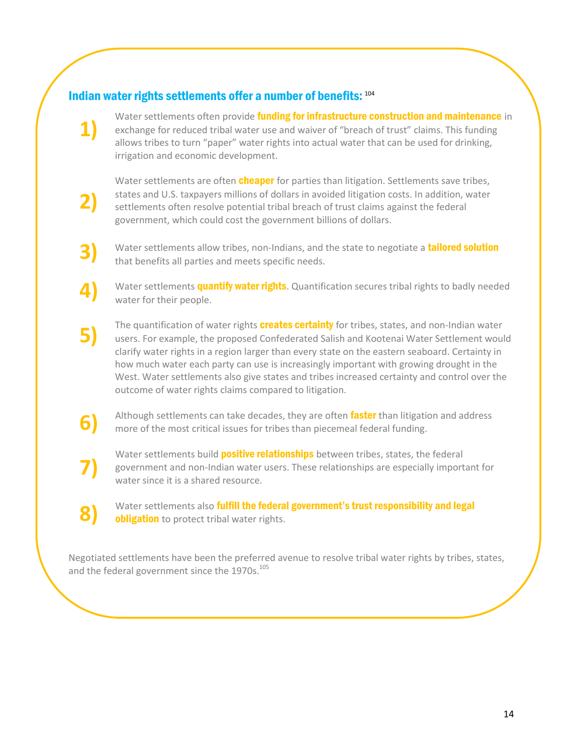## Indian water rights settlements offer a number of benefits: [104]

1) Water settlements often provide **funding for infrastructure construction and maintenance** in exchange for reduced tribal water use and waiver of "breach of trust" claims. This funding allows tribes to turn "paper" water rights into actual water that can be used for drinking, irrigation and economic development.

2) Water settlements are often **cheaper** for parties than litigation. Settlements save tribes, states and U.S. taxpayers millions of dollars in avoided litigation costs. In addition, water settlements often resolve potential tribal breach of trust claims against the federal government, which could cost the government billions of dollars.

3) Water settlements allow tribes, non-Indians, and the state to negotiate a **tailored solution** that benefits all parties and meets specific needs.

4) Water settlements **quantify water rights**. Quantification secures tribal rights to badly needed water for their people.

5) The quantification of water rights **creates certainty** for tribes, states, and non-Indian water users. For example, the proposed Confederated Salish and Kootenai Water Settlement would clarify water rights in a region larger than every state on the eastern seaboard. Certainty in how much water each party can use is increasingly important with growing drought in the West. Water settlements also give states and tribes increased certainty and control over the outcome of water rights claims compared to litigation.

6) Although settlements can take decades, they are often **faster** than litigation and address more of the most critical issues for tribes than piecemeal federal funding.

7) Water settlements build **positive relationships** between tribes, states, the federal government and non-Indian water users. These relationships are especially important for water since it is a shared resource.

8) Water settlements also **fulfill the federal government's trust responsibility and legal obligation** to protect tribal water rights.

Negotiated settlements have been the preferred avenue to resolve tribal water rights by tribes, states, and the federal government since the 1970s.[105]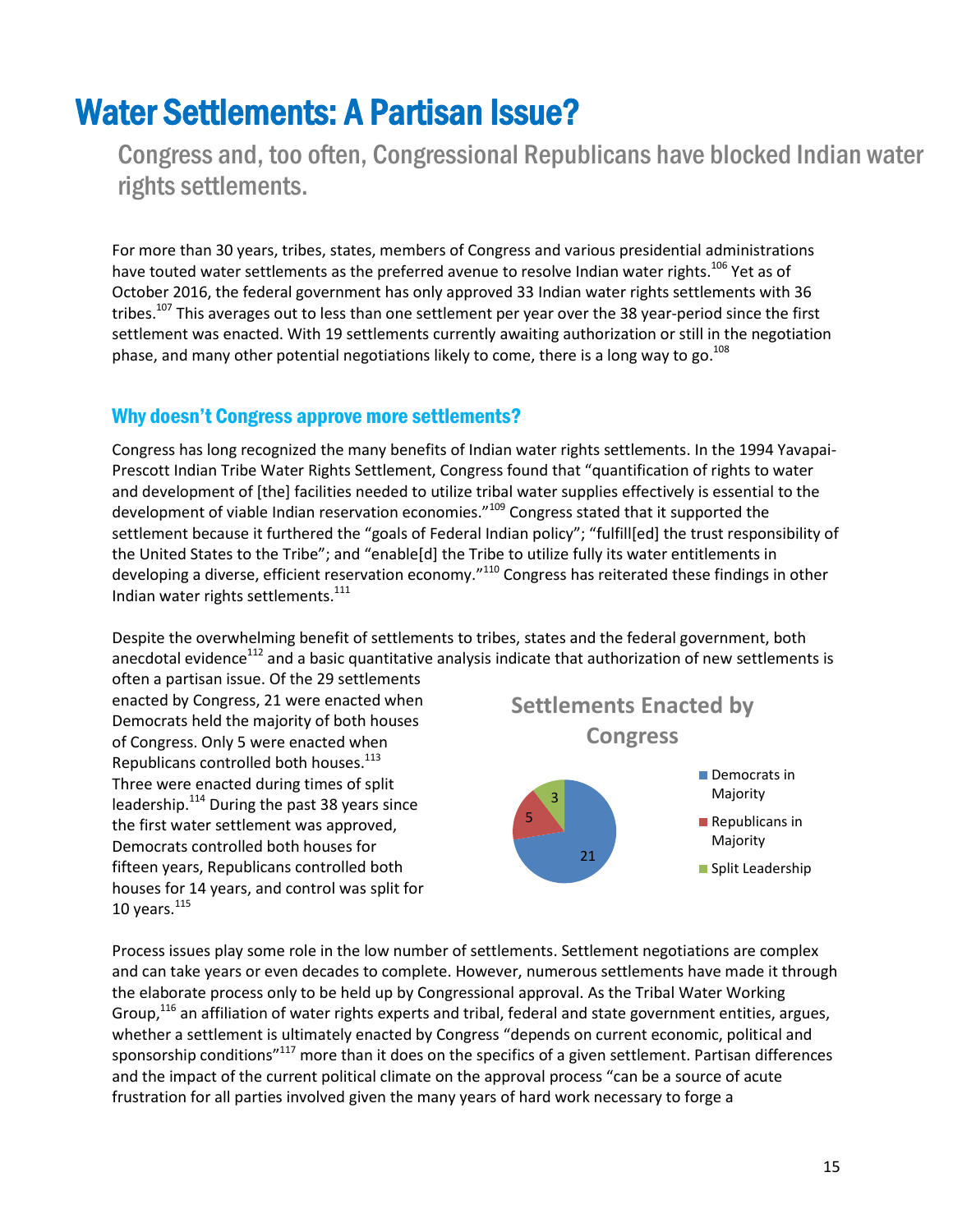# Water Settlements: A Partisan Issue?

## Congress and, too often, Congressional Republicans have blocked Indian water rights settlements.

For more than 30 years, tribes, states, members of Congress and various presidential administrations have touted water settlements as the preferred avenue to resolve Indian water rights.[106] Yet as of October 2016, the federal government has only approved 33 Indian water rights settlements with 36 tribes.[107] This averages out to less than one settlement per year over the 38 year-period since the first settlement was enacted. With 19 settlements currently awaiting authorization or still in the negotiation phase, and many other potential negotiations likely to come, there is a long way to go.[108]

### Why doesn't Congress approve more settlements?

Congress has long recognized the many benefits of Indian water rights settlements. In the 1994 Yavapai-Prescott Indian Tribe Water Rights Settlement, Congress found that "quantification of rights to water and development of [the] facilities needed to utilize tribal water supplies effectively is essential to the development of viable Indian reservation economies."[109] Congress stated that it supported the settlement because it furthered the "goals of Federal Indian policy"; "fulfill[ed] the trust responsibility of the United States to the Tribe"; and "enable[d] the Tribe to utilize fully its water entitlements in developing a diverse, efficient reservation economy."[110] Congress has reiterated these findings in other Indian water rights settlements.[111]

Despite the overwhelming benefit of settlements to tribes, states and the federal government, both anecdotal evidence[112] and a basic quantitative analysis indicate that authorization of new settlements is often a partisan issue. Of the 29 settlements enacted by Congress, 21 were enacted when Democrats held the majority of both houses of Congress. Only 5 were enacted when Republicans controlled both houses.[113] Three were enacted during times of split leadership.[114] During the past 38 years since the first water settlement was approved, Democrats controlled both houses for fifteen years, Republicans controlled both houses for 14 years, and control was split for 10 years.[115]

**Settlements Enacted by Congress**

| Category | Settlements |
| --- | --- |
| Democrats in Majority | 21 |
| Republicans in Majority | 5 |
| Split Leadership | 3 |

Process issues play some role in the low number of settlements. Settlement negotiations are complex and can take years or even decades to complete. However, numerous settlements have made it through the elaborate process only to be held up by Congressional approval. As the Tribal Water Working Group,[116] an affiliation of water rights experts and tribal, federal and state government entities, argues, whether a settlement is ultimately enacted by Congress "depends on current economic, political and sponsorship conditions"[117] more than it does on the specifics of a given settlement. Partisan differences and the impact of the current political climate on the approval process "can be a source of acute frustration for all parties involved given the many years of hard work necessary to forge a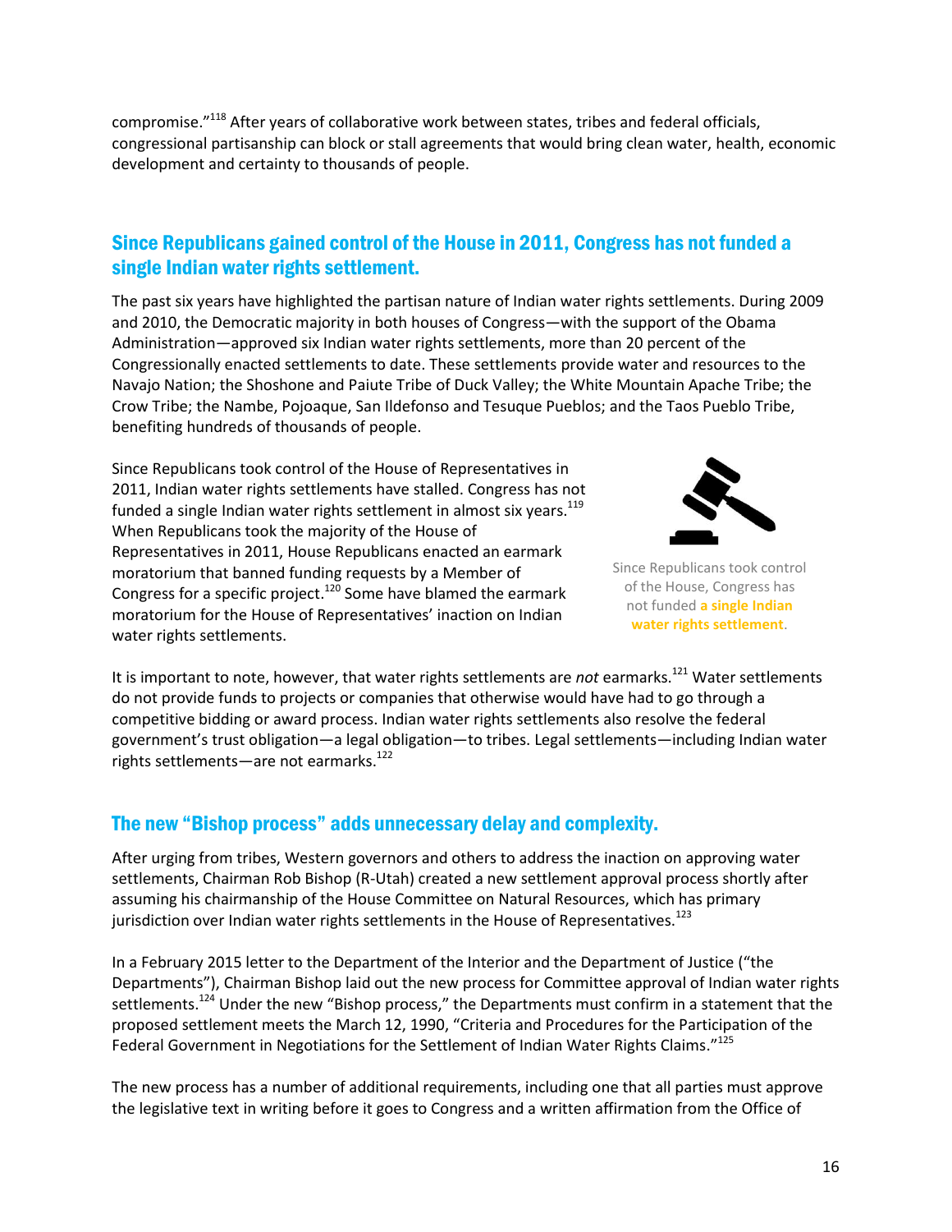compromise."[118] After years of collaborative work between states, tribes and federal officials, congressional partisanship can block or stall agreements that would bring clean water, health, economic development and certainty to thousands of people.

## Since Republicans gained control of the House in 2011, Congress has not funded a single Indian water rights settlement.

The past six years have highlighted the partisan nature of Indian water rights settlements. During 2009 and 2010, the Democratic majority in both houses of Congress—with the support of the Obama Administration—approved six Indian water rights settlements, more than 20 percent of the Congressionally enacted settlements to date. These settlements provide water and resources to the Navajo Nation; the Shoshone and Paiute Tribe of Duck Valley; the White Mountain Apache Tribe; the Crow Tribe; the Nambe, Pojoaque, San Ildefonso and Tesuque Pueblos; and the Taos Pueblo Tribe, benefiting hundreds of thousands of people.

Since Republicans took control of the House of Representatives in 2011, Indian water rights settlements have stalled. Congress has not funded a single Indian water rights settlement in almost six years.[119] When Republicans took the majority of the House of Representatives in 2011, House Republicans enacted an earmark moratorium that banned funding requests by a Member of Congress for a specific project.[120] Some have blamed the earmark moratorium for the House of Representatives' inaction on Indian water rights settlements.

Since Republicans took control of the House, Congress has not funded **a single Indian water rights settlement**.

It is important to note, however, that water rights settlements are *not* earmarks.[121] Water settlements do not provide funds to projects or companies that otherwise would have had to go through a competitive bidding or award process. Indian water rights settlements also resolve the federal government's trust obligation—a legal obligation—to tribes. Legal settlements—including Indian water rights settlements—are not earmarks.[122]

## The new "Bishop process" adds unnecessary delay and complexity.

After urging from tribes, Western governors and others to address the inaction on approving water settlements, Chairman Rob Bishop (R-Utah) created a new settlement approval process shortly after assuming his chairmanship of the House Committee on Natural Resources, which has primary jurisdiction over Indian water rights settlements in the House of Representatives.[123]

In a February 2015 letter to the Department of the Interior and the Department of Justice ("the Departments"), Chairman Bishop laid out the new process for Committee approval of Indian water rights settlements.[124] Under the new "Bishop process," the Departments must confirm in a statement that the proposed settlement meets the March 12, 1990, "Criteria and Procedures for the Participation of the Federal Government in Negotiations for the Settlement of Indian Water Rights Claims."[125]

The new process has a number of additional requirements, including one that all parties must approve the legislative text in writing before it goes to Congress and a written affirmation from the Office of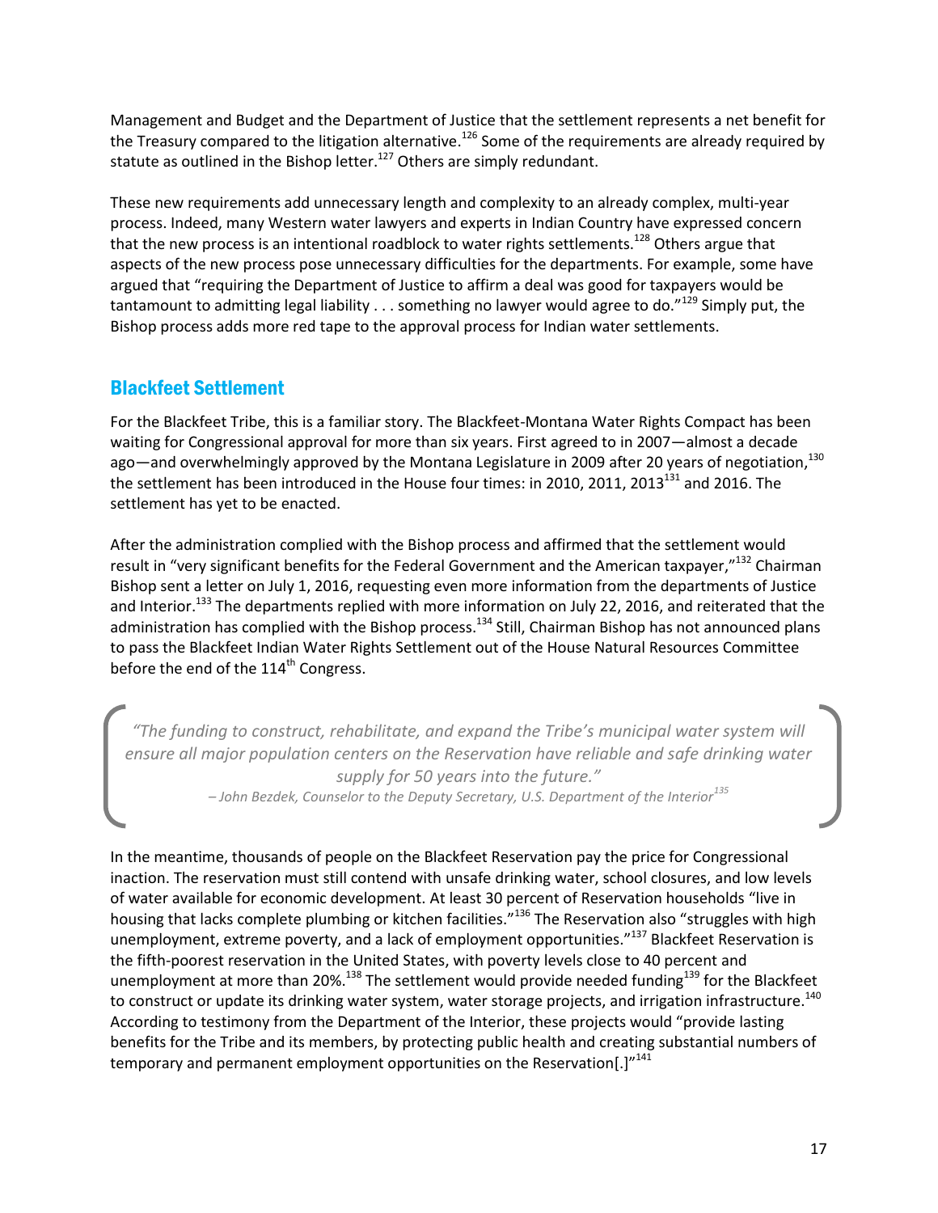Management and Budget and the Department of Justice that the settlement represents a net benefit for the Treasury compared to the litigation alternative.[126] Some of the requirements are already required by statute as outlined in the Bishop letter.[127] Others are simply redundant.

These new requirements add unnecessary length and complexity to an already complex, multi-year process. Indeed, many Western water lawyers and experts in Indian Country have expressed concern that the new process is an intentional roadblock to water rights settlements.[128] Others argue that aspects of the new process pose unnecessary difficulties for the departments. For example, some have argued that "requiring the Department of Justice to affirm a deal was good for taxpayers would be tantamount to admitting legal liability . . . something no lawyer would agree to do."[129] Simply put, the Bishop process adds more red tape to the approval process for Indian water settlements.

## Blackfeet Settlement

For the Blackfeet Tribe, this is a familiar story. The Blackfeet-Montana Water Rights Compact has been waiting for Congressional approval for more than six years. First agreed to in 2007—almost a decade ago—and overwhelmingly approved by the Montana Legislature in 2009 after 20 years of negotiation,[130] the settlement has been introduced in the House four times: in 2010, 2011, 2013[131] and 2016. The settlement has yet to be enacted.

After the administration complied with the Bishop process and affirmed that the settlement would result in "very significant benefits for the Federal Government and the American taxpayer,"[132] Chairman Bishop sent a letter on July 1, 2016, requesting even more information from the departments of Justice and Interior.[133] The departments replied with more information on July 22, 2016, and reiterated that the administration has complied with the Bishop process.[134] Still, Chairman Bishop has not announced plans to pass the Blackfeet Indian Water Rights Settlement out of the House Natural Resources Committee before the end of the 114th Congress.

> *"The funding to construct, rehabilitate, and expand the Tribe's municipal water system will ensure all major population centers on the Reservation have reliable and safe drinking water supply for 50 years into the future."*
>
> *– John Bezdek, Counselor to the Deputy Secretary, U.S. Department of the Interior*[135]

In the meantime, thousands of people on the Blackfeet Reservation pay the price for Congressional inaction. The reservation must still contend with unsafe drinking water, school closures, and low levels of water available for economic development. At least 30 percent of Reservation households "live in housing that lacks complete plumbing or kitchen facilities."[136] The Reservation also "struggles with high unemployment, extreme poverty, and a lack of employment opportunities."[137] Blackfeet Reservation is the fifth-poorest reservation in the United States, with poverty levels close to 40 percent and unemployment at more than 20%.[138] The settlement would provide needed funding[139] for the Blackfeet to construct or update its drinking water system, water storage projects, and irrigation infrastructure.[140] According to testimony from the Department of the Interior, these projects would "provide lasting benefits for the Tribe and its members, by protecting public health and creating substantial numbers of temporary and permanent employment opportunities on the Reservation[.]"[141]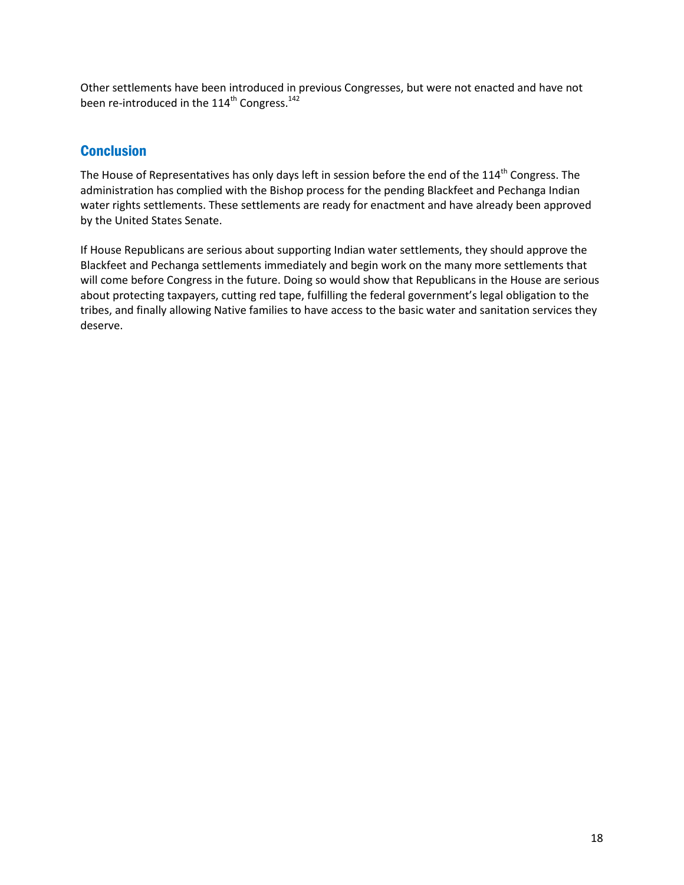Other settlements have been introduced in previous Congresses, but were not enacted and have not been re-introduced in the 114th Congress.[142]

## Conclusion

The House of Representatives has only days left in session before the end of the 114th Congress. The administration has complied with the Bishop process for the pending Blackfeet and Pechanga Indian water rights settlements. These settlements are ready for enactment and have already been approved by the United States Senate.

If House Republicans are serious about supporting Indian water settlements, they should approve the Blackfeet and Pechanga settlements immediately and begin work on the many more settlements that will come before Congress in the future. Doing so would show that Republicans in the House are serious about protecting taxpayers, cutting red tape, fulfilling the federal government's legal obligation to the tribes, and finally allowing Native families to have access to the basic water and sanitation services they deserve.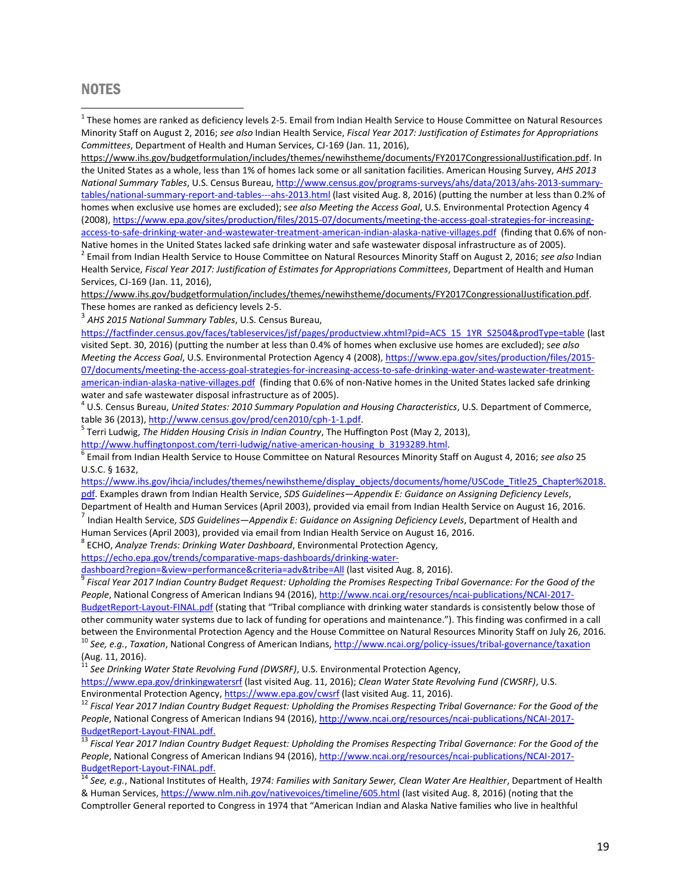## NOTES

[1] These homes are ranked as deficiency levels 2-5. Email from Indian Health Service to House Committee on Natural Resources Minority Staff on August 2, 2016; *see also* Indian Health Service, *Fiscal Year 2017: Justification of Estimates for Appropriations Committees*, Department of Health and Human Services, CJ-169 (Jan. 11, 2016), https://www.ihs.gov/budgetformulation/includes/themes/newihstheme/documents/FY2017CongressionalJustification.pdf. In the United States as a whole, less than 1% of homes lack some or all sanitation facilities. American Housing Survey, *AHS 2013 National Summary Tables*, U.S. Census Bureau, http://www.census.gov/programs-surveys/ahs/data/2013/ahs-2013-summary-tables/national-summary-report-and-tables---ahs-2013.html (last visited Aug. 8, 2016) (putting the number at less than 0.2% of homes when exclusive use homes are excluded); *see also Meeting the Access Goal*, U.S. Environmental Protection Agency 4 (2008), https://www.epa.gov/sites/production/files/2015-07/documents/meeting-the-access-goal-strategies-for-increasing-access-to-safe-drinking-water-and-wastewater-treatment-american-indian-alaska-native-villages.pdf (finding that 0.6% of non-Native homes in the United States lacked safe drinking water and safe wastewater disposal infrastructure as of 2005).

[2] Email from Indian Health Service to House Committee on Natural Resources Minority Staff on August 2, 2016; *see also* Indian Health Service, *Fiscal Year 2017: Justification of Estimates for Appropriations Committees*, Department of Health and Human Services, CJ-169 (Jan. 11, 2016), https://www.ihs.gov/budgetformulation/includes/themes/newihstheme/documents/FY2017CongressionalJustification.pdf. These homes are ranked as deficiency levels 2-5.

[3] *AHS 2015 National Summary Tables*, U.S. Census Bureau, https://factfinder.census.gov/faces/tableservices/jsf/pages/productview.xhtml?pid=ACS_15_1YR_S2504&prodType=table (last visited Sept. 30, 2016) (putting the number at less than 0.4% of homes when exclusive use homes are excluded); *see also Meeting the Access Goal*, U.S. Environmental Protection Agency 4 (2008), https://www.epa.gov/sites/production/files/2015-07/documents/meeting-the-access-goal-strategies-for-increasing-access-to-safe-drinking-water-and-wastewater-treatment-american-indian-alaska-native-villages.pdf (finding that 0.6% of non-Native homes in the United States lacked safe drinking water and safe wastewater disposal infrastructure as of 2005).

[4] U.S. Census Bureau, *United States: 2010 Summary Population and Housing Characteristics*, U.S. Department of Commerce, table 36 (2013), http://www.census.gov/prod/cen2010/cph-1-1.pdf.

[5] Terri Ludwig, *The Hidden Housing Crisis in Indian Country*, The Huffington Post (May 2, 2013), http://www.huffingtonpost.com/terri-ludwig/native-american-housing_b_3193289.html.

[6] Email from Indian Health Service to House Committee on Natural Resources Minority Staff on August 4, 2016; *see also* 25 U.S.C. § 1632, https://www.ihs.gov/ihcia/includes/themes/newihstheme/display_objects/documents/home/USCode_Title25_Chapter%2018.pdf. Examples drawn from Indian Health Service, *SDS Guidelines—Appendix E: Guidance on Assigning Deficiency Levels*, Department of Health and Human Services (April 2003), provided via email from Indian Health Service on August 16, 2016.

[7] Indian Health Service, *SDS Guidelines—Appendix E: Guidance on Assigning Deficiency Levels*, Department of Health and Human Services (April 2003), provided via email from Indian Health Service on August 16, 2016.

[8] ECHO, *Analyze Trends: Drinking Water Dashboard*, Environmental Protection Agency, https://echo.epa.gov/trends/comparative-maps-dashboards/drinking-water-dashboard?region=&view=performance&criteria=adv&tribe=All (last visited Aug. 8, 2016).

[9] *Fiscal Year 2017 Indian Country Budget Request: Upholding the Promises Respecting Tribal Governance: For the Good of the People*, National Congress of American Indians 94 (2016), http://www.ncai.org/resources/ncai-publications/NCAI-2017-BudgetReport-Layout-FINAL.pdf (stating that "Tribal compliance with drinking water standards is consistently below those of other community water systems due to lack of funding for operations and maintenance."). This finding was confirmed in a call between the Environmental Protection Agency and the House Committee on Natural Resources Minority Staff on July 26, 2016.

[10] *See, e.g.*, *Taxation*, National Congress of American Indians, http://www.ncai.org/policy-issues/tribal-governance/taxation (Aug. 11, 2016).

[11] *See Drinking Water State Revolving Fund (DWSRF)*, U.S. Environmental Protection Agency, https://www.epa.gov/drinkingwatersrf (last visited Aug. 11, 2016); *Clean Water State Revolving Fund (CWSRF)*, U.S. Environmental Protection Agency, https://www.epa.gov/cwsrf (last visited Aug. 11, 2016).

[12] *Fiscal Year 2017 Indian Country Budget Request: Upholding the Promises Respecting Tribal Governance: For the Good of the People*, National Congress of American Indians 94 (2016), http://www.ncai.org/resources/ncai-publications/NCAI-2017-BudgetReport-Layout-FINAL.pdf.

[13] *Fiscal Year 2017 Indian Country Budget Request: Upholding the Promises Respecting Tribal Governance: For the Good of the People*, National Congress of American Indians 94 (2016), http://www.ncai.org/resources/ncai-publications/NCAI-2017-BudgetReport-Layout-FINAL.pdf.

[14] *See, e.g.*, National Institutes of Health, *1974: Families with Sanitary Sewer, Clean Water Are Healthier*, Department of Health & Human Services, https://www.nlm.nih.gov/nativevoices/timeline/605.html (last visited Aug. 8, 2016) (noting that the Comptroller General reported to Congress in 1974 that "American Indian and Alaska Native families who live in healthful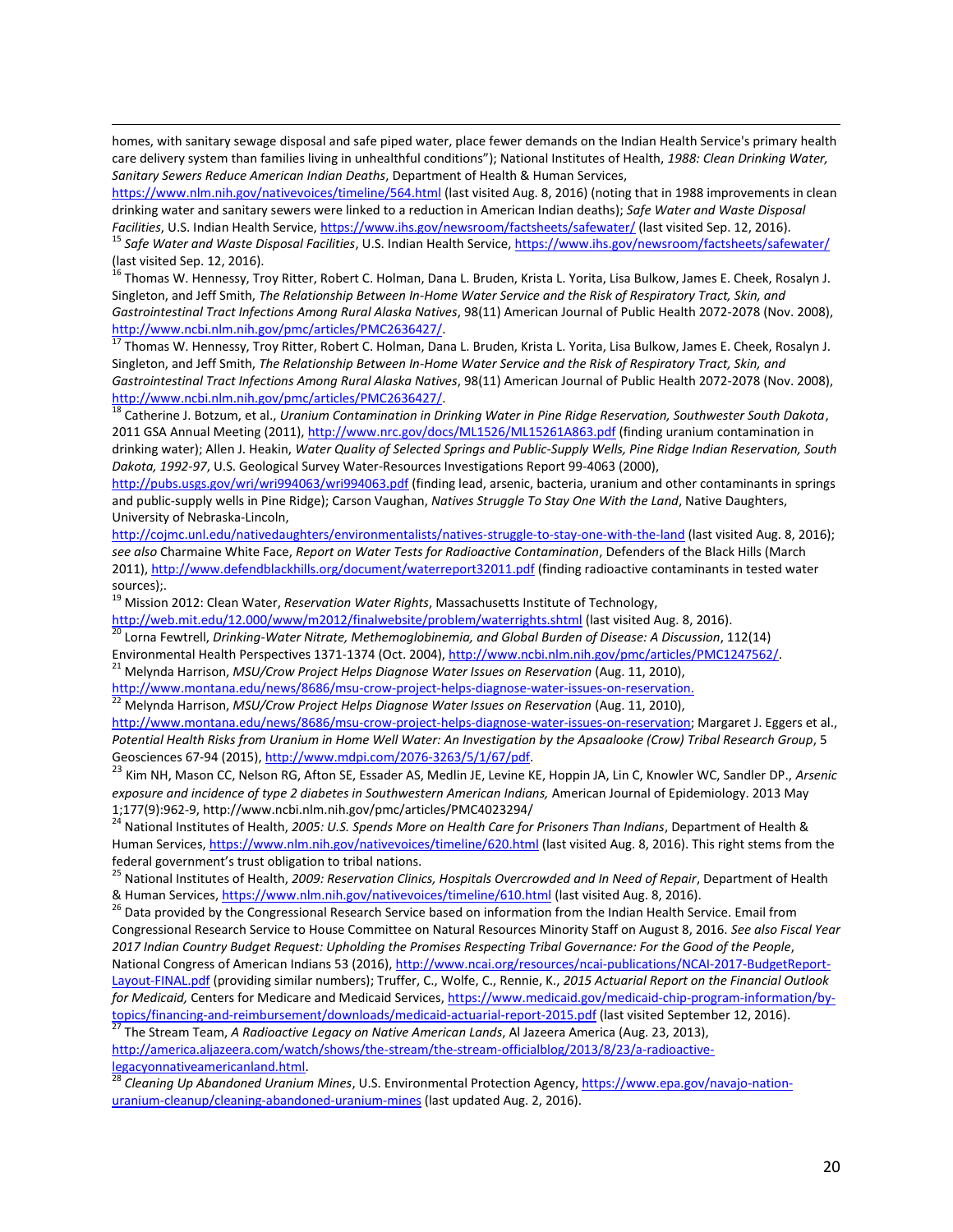homes, with sanitary sewage disposal and safe piped water, place fewer demands on the Indian Health Service's primary health care delivery system than families living in unhealthful conditions"); National Institutes of Health, *1988: Clean Drinking Water, Sanitary Sewers Reduce American Indian Deaths*, Department of Health & Human Services, https://www.nlm.nih.gov/nativevoices/timeline/564.html (last visited Aug. 8, 2016) (noting that in 1988 improvements in clean drinking water and sanitary sewers were linked to a reduction in American Indian deaths); *Safe Water and Waste Disposal Facilities*, U.S. Indian Health Service, https://www.ihs.gov/newsroom/factsheets/safewater/ (last visited Sep. 12, 2016).

[15] *Safe Water and Waste Disposal Facilities*, U.S. Indian Health Service, https://www.ihs.gov/newsroom/factsheets/safewater/ (last visited Sep. 12, 2016).

[16] Thomas W. Hennessy, Troy Ritter, Robert C. Holman, Dana L. Bruden, Krista L. Yorita, Lisa Bulkow, James E. Cheek, Rosalyn J. Singleton, and Jeff Smith, *The Relationship Between In-Home Water Service and the Risk of Respiratory Tract, Skin, and Gastrointestinal Tract Infections Among Rural Alaska Natives*, 98(11) American Journal of Public Health 2072-2078 (Nov. 2008), http://www.ncbi.nlm.nih.gov/pmc/articles/PMC2636427/.

[17] Thomas W. Hennessy, Troy Ritter, Robert C. Holman, Dana L. Bruden, Krista L. Yorita, Lisa Bulkow, James E. Cheek, Rosalyn J. Singleton, and Jeff Smith, *The Relationship Between In-Home Water Service and the Risk of Respiratory Tract, Skin, and Gastrointestinal Tract Infections Among Rural Alaska Natives*, 98(11) American Journal of Public Health 2072-2078 (Nov. 2008), http://www.ncbi.nlm.nih.gov/pmc/articles/PMC2636427/.

[18] Catherine J. Botzum, et al., *Uranium Contamination in Drinking Water in Pine Ridge Reservation, Southwester South Dakota*, 2011 GSA Annual Meeting (2011), http://www.nrc.gov/docs/ML1526/ML15261A863.pdf (finding uranium contamination in drinking water); Allen J. Heakin, *Water Quality of Selected Springs and Public-Supply Wells, Pine Ridge Indian Reservation, South Dakota, 1992-97*, U.S. Geological Survey Water-Resources Investigations Report 99-4063 (2000), http://pubs.usgs.gov/wri/wri994063/wri994063.pdf (finding lead, arsenic, bacteria, uranium and other contaminants in springs and public-supply wells in Pine Ridge); Carson Vaughan, *Natives Struggle To Stay One With the Land*, Native Daughters, University of Nebraska-Lincoln, http://cojmc.unl.edu/nativedaughters/environmentalists/natives-struggle-to-stay-one-with-the-land (last visited Aug. 8, 2016); *see also* Charmaine White Face, *Report on Water Tests for Radioactive Contamination*, Defenders of the Black Hills (March 2011), http://www.defendblackhills.org/document/waterreport32011.pdf (finding radioactive contaminants in tested water sources);.

[19] Mission 2012: Clean Water, *Reservation Water Rights*, Massachusetts Institute of Technology, http://web.mit.edu/12.000/www/m2012/finalwebsite/problem/waterrights.shtml (last visited Aug. 8, 2016).

[20] Lorna Fewtrell, *Drinking-Water Nitrate, Methemoglobinemia, and Global Burden of Disease: A Discussion*, 112(14) Environmental Health Perspectives 1371-1374 (Oct. 2004), http://www.ncbi.nlm.nih.gov/pmc/articles/PMC1247562/.

[21] Melynda Harrison, *MSU/Crow Project Helps Diagnose Water Issues on Reservation* (Aug. 11, 2010), http://www.montana.edu/news/8686/msu-crow-project-helps-diagnose-water-issues-on-reservation.

[22] Melynda Harrison, *MSU/Crow Project Helps Diagnose Water Issues on Reservation* (Aug. 11, 2010), http://www.montana.edu/news/8686/msu-crow-project-helps-diagnose-water-issues-on-reservation; Margaret J. Eggers et al., *Potential Health Risks from Uranium in Home Well Water: An Investigation by the Apsaalooke (Crow) Tribal Research Group*, 5 Geosciences 67-94 (2015), http://www.mdpi.com/2076-3263/5/1/67/pdf.

[23] Kim NH, Mason CC, Nelson RG, Afton SE, Essader AS, Medlin JE, Levine KE, Hoppin JA, Lin C, Knowler WC, Sandler DP., *Arsenic exposure and incidence of type 2 diabetes in Southwestern American Indians,* American Journal of Epidemiology. 2013 May 1;177(9):962-9, http://www.ncbi.nlm.nih.gov/pmc/articles/PMC4023294/

[24] National Institutes of Health, *2005: U.S. Spends More on Health Care for Prisoners Than Indians*, Department of Health & Human Services, https://www.nlm.nih.gov/nativevoices/timeline/620.html (last visited Aug. 8, 2016). This right stems from the federal government's trust obligation to tribal nations.

[25] National Institutes of Health, *2009: Reservation Clinics, Hospitals Overcrowded and In Need of Repair*, Department of Health & Human Services, https://www.nlm.nih.gov/nativevoices/timeline/610.html (last visited Aug. 8, 2016).

[26] Data provided by the Congressional Research Service based on information from the Indian Health Service. Email from Congressional Research Service to House Committee on Natural Resources Minority Staff on August 8, 2016. *See also Fiscal Year 2017 Indian Country Budget Request: Upholding the Promises Respecting Tribal Governance: For the Good of the People*, National Congress of American Indians 53 (2016), http://www.ncai.org/resources/ncai-publications/NCAI-2017-BudgetReport-Layout-FINAL.pdf (providing similar numbers); Truffer, C., Wolfe, C., Rennie, K., *2015 Actuarial Report on the Financial Outlook for Medicaid,* Centers for Medicare and Medicaid Services, https://www.medicaid.gov/medicaid-chip-program-information/by-topics/financing-and-reimbursement/downloads/medicaid-actuarial-report-2015.pdf (last visited September 12, 2016).

[27] The Stream Team, *A Radioactive Legacy on Native American Lands*, Al Jazeera America (Aug. 23, 2013), http://america.aljazeera.com/watch/shows/the-stream/the-stream-officialblog/2013/8/23/a-radioactive-legacyonnativeamericanland.html.

[28] *Cleaning Up Abandoned Uranium Mines*, U.S. Environmental Protection Agency, https://www.epa.gov/navajo-nation-uranium-cleanup/cleaning-abandoned-uranium-mines (last updated Aug. 2, 2016).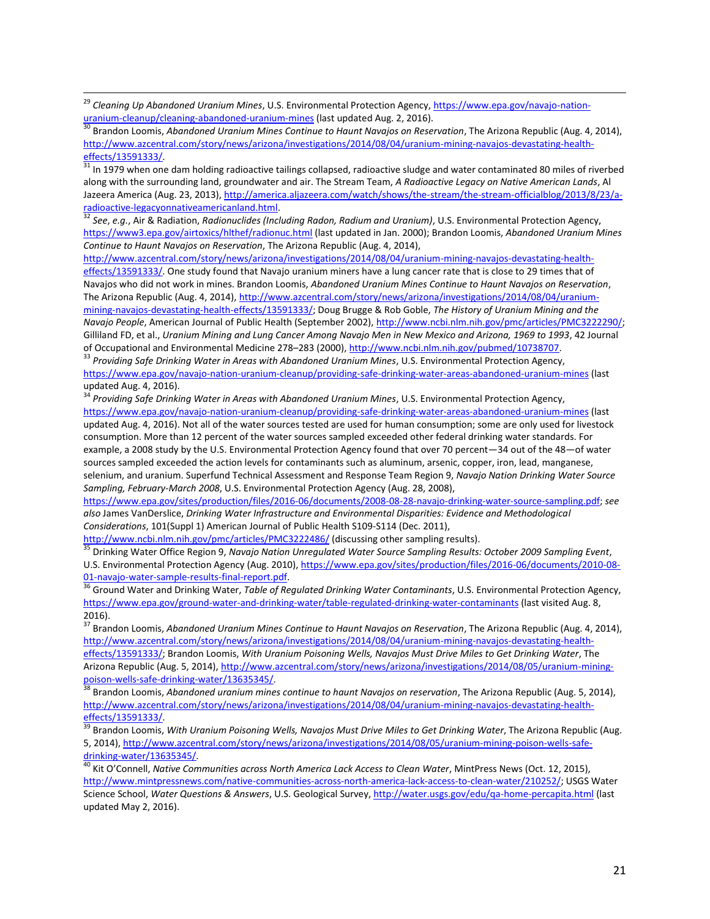[29] *Cleaning Up Abandoned Uranium Mines*, U.S. Environmental Protection Agency, https://www.epa.gov/navajo-nation-uranium-cleanup/cleaning-abandoned-uranium-mines (last updated Aug. 2, 2016).

[30] Brandon Loomis, *Abandoned Uranium Mines Continue to Haunt Navajos on Reservation*, The Arizona Republic (Aug. 4, 2014), http://www.azcentral.com/story/news/arizona/investigations/2014/08/04/uranium-mining-navajos-devastating-health-effects/13591333/.

[31] In 1979 when one dam holding radioactive tailings collapsed, radioactive sludge and water contaminated 80 miles of riverbed along with the surrounding land, groundwater and air. The Stream Team, *A Radioactive Legacy on Native American Lands*, Al Jazeera America (Aug. 23, 2013), http://america.aljazeera.com/watch/shows/the-stream/the-stream-officialblog/2013/8/23/a-radioactive-legacyonnativeamericanland.html.

[32] *See*, *e.g.*, Air & Radiation, *Radionuclides (Including Radon, Radium and Uranium)*, U.S. Environmental Protection Agency, https://www3.epa.gov/airtoxics/hlthef/radionuc.html (last updated in Jan. 2000); Brandon Loomis, *Abandoned Uranium Mines Continue to Haunt Navajos on Reservation*, The Arizona Republic (Aug. 4, 2014), http://www.azcentral.com/story/news/arizona/investigations/2014/08/04/uranium-mining-navajos-devastating-health-effects/13591333/. One study found that Navajo uranium miners have a lung cancer rate that is close to 29 times that of Navajos who did not work in mines. Brandon Loomis, *Abandoned Uranium Mines Continue to Haunt Navajos on Reservation*, The Arizona Republic (Aug. 4, 2014), http://www.azcentral.com/story/news/arizona/investigations/2014/08/04/uranium-mining-navajos-devastating-health-effects/13591333/; Doug Brugge & Rob Goble, *The History of Uranium Mining and the Navajo People*, American Journal of Public Health (September 2002), http://www.ncbi.nlm.nih.gov/pmc/articles/PMC3222290/; Gilliland FD, et al., *Uranium Mining and Lung Cancer Among Navajo Men in New Mexico and Arizona, 1969 to 1993*, 42 Journal of Occupational and Environmental Medicine 278–283 (2000), http://www.ncbi.nlm.nih.gov/pubmed/10738707.

[33] *Providing Safe Drinking Water in Areas with Abandoned Uranium Mines*, U.S. Environmental Protection Agency, https://www.epa.gov/navajo-nation-uranium-cleanup/providing-safe-drinking-water-areas-abandoned-uranium-mines (last updated Aug. 4, 2016).

[34] *Providing Safe Drinking Water in Areas with Abandoned Uranium Mines*, U.S. Environmental Protection Agency, https://www.epa.gov/navajo-nation-uranium-cleanup/providing-safe-drinking-water-areas-abandoned-uranium-mines (last updated Aug. 4, 2016). Not all of the water sources tested are used for human consumption; some are only used for livestock consumption. More than 12 percent of the water sources sampled exceeded other federal drinking water standards. For example, a 2008 study by the U.S. Environmental Protection Agency found that over 70 percent—34 out of the 48—of water sources sampled exceeded the action levels for contaminants such as aluminum, arsenic, copper, iron, lead, manganese, selenium, and uranium. Superfund Technical Assessment and Response Team Region 9, *Navajo Nation Drinking Water Source Sampling, February-March 2008*, U.S. Environmental Protection Agency (Aug. 28, 2008), https://www.epa.gov/sites/production/files/2016-06/documents/2008-08-28-navajo-drinking-water-source-sampling.pdf; *see also* James VanDerslice, *Drinking Water Infrastructure and Environmental Disparities: Evidence and Methodological Considerations*, 101(Suppl 1) American Journal of Public Health S109-S114 (Dec. 2011), http://www.ncbi.nlm.nih.gov/pmc/articles/PMC3222486/ (discussing other sampling results).

[35] Drinking Water Office Region 9, *Navajo Nation Unregulated Water Source Sampling Results: October 2009 Sampling Event*, U.S. Environmental Protection Agency (Aug. 2010), https://www.epa.gov/sites/production/files/2016-06/documents/2010-08-01-navajo-water-sample-results-final-report.pdf.

[36] Ground Water and Drinking Water, *Table of Regulated Drinking Water Contaminants*, U.S. Environmental Protection Agency, https://www.epa.gov/ground-water-and-drinking-water/table-regulated-drinking-water-contaminants (last visited Aug. 8, 2016).

[37] Brandon Loomis, *Abandoned Uranium Mines Continue to Haunt Navajos on Reservation*, The Arizona Republic (Aug. 4, 2014), http://www.azcentral.com/story/news/arizona/investigations/2014/08/04/uranium-mining-navajos-devastating-health-effects/13591333/; Brandon Loomis, *With Uranium Poisoning Wells, Navajos Must Drive Miles to Get Drinking Water*, The Arizona Republic (Aug. 5, 2014), http://www.azcentral.com/story/news/arizona/investigations/2014/08/05/uranium-mining-poison-wells-safe-drinking-water/13635345/.

[38] Brandon Loomis, *Abandoned uranium mines continue to haunt Navajos on reservation*, The Arizona Republic (Aug. 5, 2014), http://www.azcentral.com/story/news/arizona/investigations/2014/08/04/uranium-mining-navajos-devastating-health-effects/13591333/.

[39] Brandon Loomis, *With Uranium Poisoning Wells, Navajos Must Drive Miles to Get Drinking Water*, The Arizona Republic (Aug. 5, 2014), http://www.azcentral.com/story/news/arizona/investigations/2014/08/05/uranium-mining-poison-wells-safe-drinking-water/13635345/.

[40] Kit O'Connell, *Native Communities across North America Lack Access to Clean Water*, MintPress News (Oct. 12, 2015), http://www.mintpressnews.com/native-communities-across-north-america-lack-access-to-clean-water/210252/; USGS Water Science School, *Water Questions & Answers*, U.S. Geological Survey, http://water.usgs.gov/edu/qa-home-percapita.html (last updated May 2, 2016).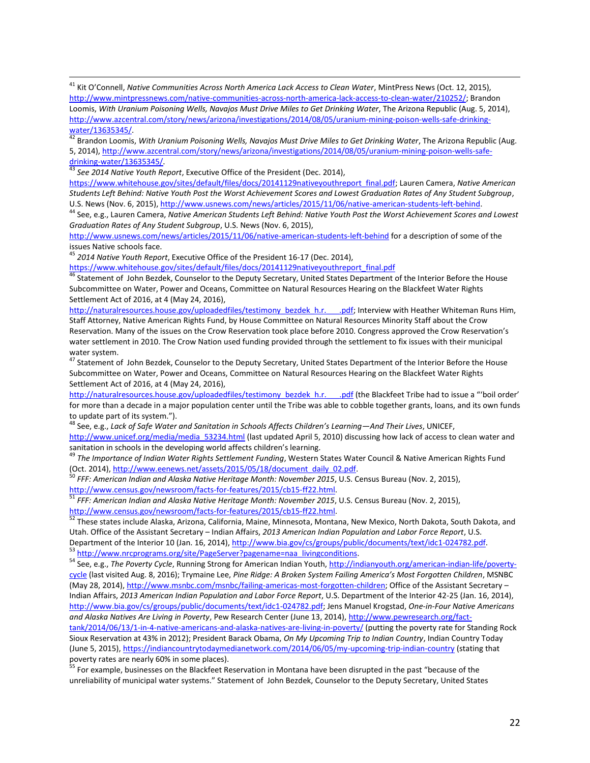[41] Kit O'Connell, *Native Communities Across North America Lack Access to Clean Water*, MintPress News (Oct. 12, 2015), http://www.mintpressnews.com/native-communities-across-north-america-lack-access-to-clean-water/210252/; Brandon Loomis, *With Uranium Poisoning Wells, Navajos Must Drive Miles to Get Drinking Water*, The Arizona Republic (Aug. 5, 2014), http://www.azcentral.com/story/news/arizona/investigations/2014/08/05/uranium-mining-poison-wells-safe-drinking-water/13635345/.

[42] Brandon Loomis, *With Uranium Poisoning Wells, Navajos Must Drive Miles to Get Drinking Water*, The Arizona Republic (Aug. 5, 2014), http://www.azcentral.com/story/news/arizona/investigations/2014/08/05/uranium-mining-poison-wells-safe-drinking-water/13635345/.

[43] *See 2014 Native Youth Report*, Executive Office of the President (Dec. 2014), https://www.whitehouse.gov/sites/default/files/docs/20141129nativeyouthreport_final.pdf; Lauren Camera, *Native American Students Left Behind: Native Youth Post the Worst Achievement Scores and Lowest Graduation Rates of Any Student Subgroup*, U.S. News (Nov. 6, 2015), http://www.usnews.com/news/articles/2015/11/06/native-american-students-left-behind.

[44] See, e.g., Lauren Camera, *Native American Students Left Behind: Native Youth Post the Worst Achievement Scores and Lowest Graduation Rates of Any Student Subgroup*, U.S. News (Nov. 6, 2015), http://www.usnews.com/news/articles/2015/11/06/native-american-students-left-behind for a description of some of the issues Native schools face.

[45] *2014 Native Youth Report*, Executive Office of the President 16-17 (Dec. 2014), https://www.whitehouse.gov/sites/default/files/docs/20141129nativeyouthreport_final.pdf

[46] Statement of John Bezdek, Counselor to the Deputy Secretary, United States Department of the Interior Before the House Subcommittee on Water, Power and Oceans, Committee on Natural Resources Hearing on the Blackfeet Water Rights Settlement Act of 2016, at 4 (May 24, 2016), http://naturalresources.house.gov/uploadedfiles/testimony_bezdek_h.r.____.pdf; Interview with Heather Whiteman Runs Him, Staff Attorney, Native American Rights Fund, by House Committee on Natural Resources Minority Staff about the Crow Reservation. Many of the issues on the Crow Reservation took place before 2010. Congress approved the Crow Reservation's water settlement in 2010. The Crow Nation used funding provided through the settlement to fix issues with their municipal water system.

[47] Statement of John Bezdek, Counselor to the Deputy Secretary, United States Department of the Interior Before the House Subcommittee on Water, Power and Oceans, Committee on Natural Resources Hearing on the Blackfeet Water Rights Settlement Act of 2016, at 4 (May 24, 2016), http://naturalresources.house.gov/uploadedfiles/testimony_bezdek_h.r.____.pdf (the Blackfeet Tribe had to issue a "'boil order' for more than a decade in a major population center until the Tribe was able to cobble together grants, loans, and its own funds to update part of its system.").

[48] See, e.g., *Lack of Safe Water and Sanitation in Schools Affects Children's Learning—And Their Lives*, UNICEF, http://www.unicef.org/media/media_53234.html (last updated April 5, 2010) discussing how lack of access to clean water and sanitation in schools in the developing world affects children's learning.

[49] *The Importance of Indian Water Rights Settlement Funding*, Western States Water Council & Native American Rights Fund (Oct. 2014), http://www.eenews.net/assets/2015/05/18/document_daily_02.pdf.

[50] *FFF: American Indian and Alaska Native Heritage Month: November 2015*, U.S. Census Bureau (Nov. 2, 2015), http://www.census.gov/newsroom/facts-for-features/2015/cb15-ff22.html.

[51] *FFF: American Indian and Alaska Native Heritage Month: November 2015*, U.S. Census Bureau (Nov. 2, 2015), http://www.census.gov/newsroom/facts-for-features/2015/cb15-ff22.html.

[52] These states include Alaska, Arizona, California, Maine, Minnesota, Montana, New Mexico, North Dakota, South Dakota, and Utah. Office of the Assistant Secretary – Indian Affairs, *2013 American Indian Population and Labor Force Report*, U.S. Department of the Interior 10 (Jan. 16, 2014), http://www.bia.gov/cs/groups/public/documents/text/idc1-024782.pdf.

[53] http://www.nrcprograms.org/site/PageServer?pagename=naa_livingconditions.

[54] See, e.g., *The Poverty Cycle*, Running Strong for American Indian Youth, http://indianyouth.org/american-indian-life/poverty-cycle (last visited Aug. 8, 2016); Trymaine Lee, *Pine Ridge: A Broken System Failing America's Most Forgotten Children*, MSNBC (May 28, 2014), http://www.msnbc.com/msnbc/failing-americas-most-forgotten-children; Office of the Assistant Secretary – Indian Affairs, *2013 American Indian Population and Labor Force Report*, U.S. Department of the Interior 42-25 (Jan. 16, 2014), http://www.bia.gov/cs/groups/public/documents/text/idc1-024782.pdf; Jens Manuel Krogstad, *One-in-Four Native Americans and Alaska Natives Are Living in Poverty*, Pew Research Center (June 13, 2014), http://www.pewresearch.org/fact-tank/2014/06/13/1-in-4-native-americans-and-alaska-natives-are-living-in-poverty/ (putting the poverty rate for Standing Rock Sioux Reservation at 43% in 2012); President Barack Obama, *On My Upcoming Trip to Indian Country*, Indian Country Today (June 5, 2015), https://indiancountrytodaymedianetwork.com/2014/06/05/my-upcoming-trip-indian-country (stating that poverty rates are nearly 60% in some places).

[55] For example, businesses on the Blackfeet Reservation in Montana have been disrupted in the past "because of the unreliability of municipal water systems." Statement of John Bezdek, Counselor to the Deputy Secretary, United States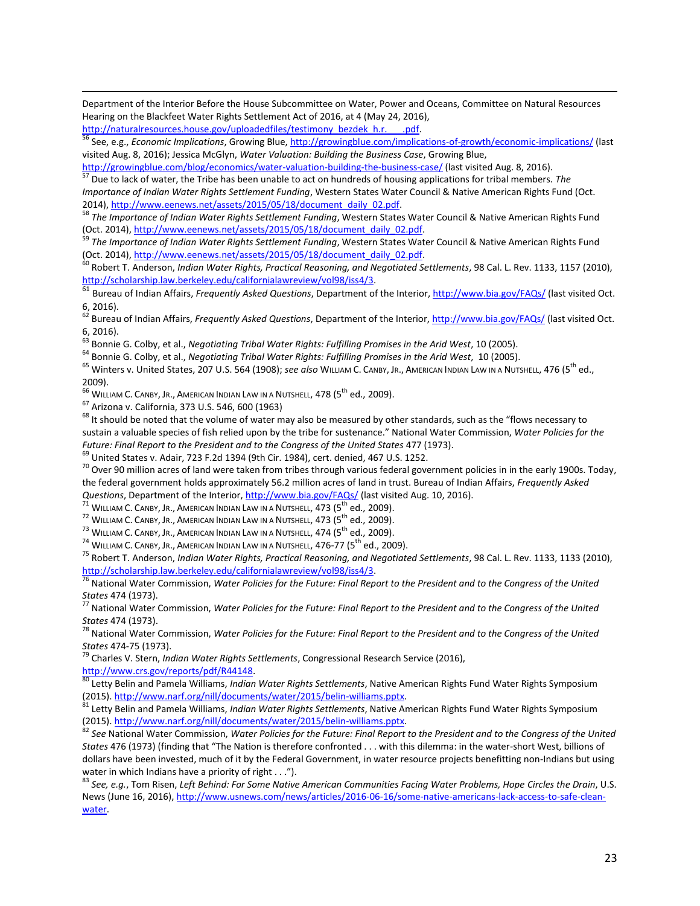Department of the Interior Before the House Subcommittee on Water, Power and Oceans, Committee on Natural Resources Hearing on the Blackfeet Water Rights Settlement Act of 2016, at 4 (May 24, 2016), http://naturalresources.house.gov/uploadedfiles/testimony_bezdek_h.r.___.pdf.

[56] See, e.g., *Economic Implications*, Growing Blue, http://growingblue.com/implications-of-growth/economic-implications/ (last visited Aug. 8, 2016); Jessica McGlyn, *Water Valuation: Building the Business Case*, Growing Blue, http://growingblue.com/blog/economics/water-valuation-building-the-business-case/ (last visited Aug. 8, 2016).

[57] Due to lack of water, the Tribe has been unable to act on hundreds of housing applications for tribal members. *The Importance of Indian Water Rights Settlement Funding*, Western States Water Council & Native American Rights Fund (Oct. 2014), http://www.eenews.net/assets/2015/05/18/document_daily_02.pdf.

[58] *The Importance of Indian Water Rights Settlement Funding*, Western States Water Council & Native American Rights Fund (Oct. 2014), http://www.eenews.net/assets/2015/05/18/document_daily_02.pdf.

[59] *The Importance of Indian Water Rights Settlement Funding*, Western States Water Council & Native American Rights Fund (Oct. 2014), http://www.eenews.net/assets/2015/05/18/document_daily_02.pdf.

[60] Robert T. Anderson, *Indian Water Rights, Practical Reasoning, and Negotiated Settlements*, 98 Cal. L. Rev. 1133, 1157 (2010), http://scholarship.law.berkeley.edu/californialawreview/vol98/iss4/3.

[61] Bureau of Indian Affairs, *Frequently Asked Questions*, Department of the Interior, http://www.bia.gov/FAQs/ (last visited Oct. 6, 2016).

[62] Bureau of Indian Affairs, *Frequently Asked Questions*, Department of the Interior, http://www.bia.gov/FAQs/ (last visited Oct. 6, 2016).

[63] Bonnie G. Colby, et al., *Negotiating Tribal Water Rights: Fulfilling Promises in the Arid West*, 10 (2005).

[64] Bonnie G. Colby, et al., *Negotiating Tribal Water Rights: Fulfilling Promises in the Arid West*, 10 (2005).

[65] Winters v. United States, 207 U.S. 564 (1908); *see also* William C. Canby, Jr., American Indian Law in a Nutshell, 476 (5th ed., 2009).

[66] William C. Canby, Jr., American Indian Law in a Nutshell, 478 (5th ed., 2009).

[67] Arizona v. California, 373 U.S. 546, 600 (1963)

[68] It should be noted that the volume of water may also be measured by other standards, such as the "flows necessary to sustain a valuable species of fish relied upon by the tribe for sustenance." National Water Commission, *Water Policies for the Future: Final Report to the President and to the Congress of the United States* 477 (1973).

[69] United States v. Adair, 723 F.2d 1394 (9th Cir. 1984), cert. denied, 467 U.S. 1252.

[70] Over 90 million acres of land were taken from tribes through various federal government policies in in the early 1900s. Today, the federal government holds approximately 56.2 million acres of land in trust. Bureau of Indian Affairs, *Frequently Asked Questions*, Department of the Interior, http://www.bia.gov/FAQs/ (last visited Aug. 10, 2016).

[71] William C. Canby, Jr., American Indian Law in a Nutshell, 473 (5th ed., 2009).

[72] William C. Canby, Jr., American Indian Law in a Nutshell, 473 (5th ed., 2009).

[73] William C. Canby, Jr., American Indian Law in a Nutshell, 474 (5th ed., 2009).

[74] William C. Canby, Jr., American Indian Law in a Nutshell, 476-77 (5th ed., 2009).

[75] Robert T. Anderson, *Indian Water Rights, Practical Reasoning, and Negotiated Settlements*, 98 Cal. L. Rev. 1133, 1133 (2010), http://scholarship.law.berkeley.edu/californialawreview/vol98/iss4/3.

[76] National Water Commission, *Water Policies for the Future: Final Report to the President and to the Congress of the United States* 474 (1973).

[77] National Water Commission, *Water Policies for the Future: Final Report to the President and to the Congress of the United States* 474 (1973).

[78] National Water Commission, *Water Policies for the Future: Final Report to the President and to the Congress of the United States* 474-75 (1973).

[79] Charles V. Stern, *Indian Water Rights Settlements*, Congressional Research Service (2016), http://www.crs.gov/reports/pdf/R44148.

[80] Letty Belin and Pamela Williams, *Indian Water Rights Settlements*, Native American Rights Fund Water Rights Symposium (2015). http://www.narf.org/nill/documents/water/2015/belin-williams.pptx.

[81] Letty Belin and Pamela Williams, *Indian Water Rights Settlements*, Native American Rights Fund Water Rights Symposium (2015). http://www.narf.org/nill/documents/water/2015/belin-williams.pptx.

[82] *See* National Water Commission, *Water Policies for the Future: Final Report to the President and to the Congress of the United States* 476 (1973) (finding that "The Nation is therefore confronted . . . with this dilemma: in the water-short West, billions of dollars have been invested, much of it by the Federal Government, in water resource projects benefitting non-Indians but using water in which Indians have a priority of right . . .").

[83] *See, e.g.*, Tom Risen, *Left Behind: For Some Native American Communities Facing Water Problems, Hope Circles the Drain*, U.S. News (June 16, 2016), http://www.usnews.com/news/articles/2016-06-16/some-native-americans-lack-access-to-safe-clean-water.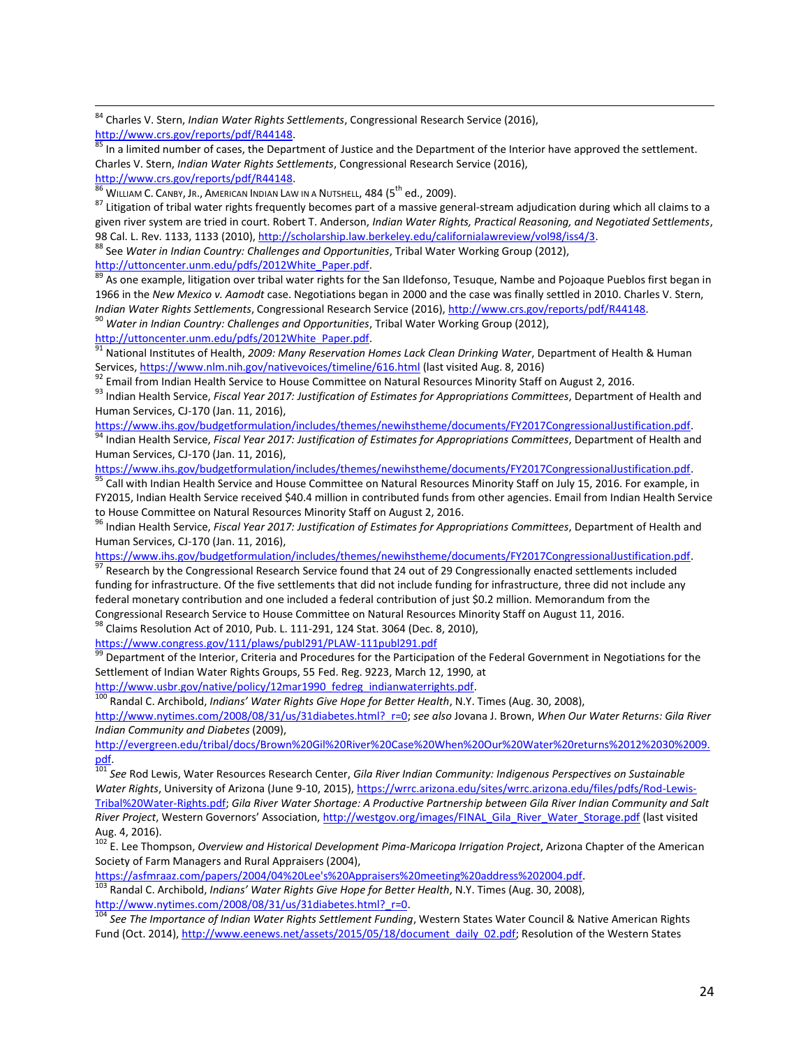[84] Charles V. Stern, *Indian Water Rights Settlements*, Congressional Research Service (2016), http://www.crs.gov/reports/pdf/R44148.

[85] In a limited number of cases, the Department of Justice and the Department of the Interior have approved the settlement. Charles V. Stern, *Indian Water Rights Settlements*, Congressional Research Service (2016), http://www.crs.gov/reports/pdf/R44148.

[86] William C. Canby, Jr., American Indian Law in a Nutshell, 484 (5th ed., 2009).

[87] Litigation of tribal water rights frequently becomes part of a massive general-stream adjudication during which all claims to a given river system are tried in court. Robert T. Anderson, *Indian Water Rights, Practical Reasoning, and Negotiated Settlements*, 98 Cal. L. Rev. 1133, 1133 (2010), http://scholarship.law.berkeley.edu/californialawreview/vol98/iss4/3.

[88] See *Water in Indian Country: Challenges and Opportunities*, Tribal Water Working Group (2012), http://uttoncenter.unm.edu/pdfs/2012White_Paper.pdf.

[89] As one example, litigation over tribal water rights for the San Ildefonso, Tesuque, Nambe and Pojoaque Pueblos first began in 1966 in the *New Mexico v. Aamodt* case. Negotiations began in 2000 and the case was finally settled in 2010. Charles V. Stern, *Indian Water Rights Settlements*, Congressional Research Service (2016), http://www.crs.gov/reports/pdf/R44148.

[90] *Water in Indian Country: Challenges and Opportunities*, Tribal Water Working Group (2012), http://uttoncenter.unm.edu/pdfs/2012White_Paper.pdf.

[91] National Institutes of Health, *2009: Many Reservation Homes Lack Clean Drinking Water*, Department of Health & Human Services, https://www.nlm.nih.gov/nativevoices/timeline/616.html (last visited Aug. 8, 2016)

[92] Email from Indian Health Service to House Committee on Natural Resources Minority Staff on August 2, 2016.

[93] Indian Health Service, *Fiscal Year 2017: Justification of Estimates for Appropriations Committees*, Department of Health and Human Services, CJ-170 (Jan. 11, 2016), https://www.ihs.gov/budgetformulation/includes/themes/newihstheme/documents/FY2017CongressionalJustification.pdf.

[94] Indian Health Service, *Fiscal Year 2017: Justification of Estimates for Appropriations Committees*, Department of Health and Human Services, CJ-170 (Jan. 11, 2016), https://www.ihs.gov/budgetformulation/includes/themes/newihstheme/documents/FY2017CongressionalJustification.pdf.

[95] Call with Indian Health Service and House Committee on Natural Resources Minority Staff on July 15, 2016. For example, in FY2015, Indian Health Service received $40.4 million in contributed funds from other agencies. Email from Indian Health Service to House Committee on Natural Resources Minority Staff on August 2, 2016.

[96] Indian Health Service, *Fiscal Year 2017: Justification of Estimates for Appropriations Committees*, Department of Health and Human Services, CJ-170 (Jan. 11, 2016), https://www.ihs.gov/budgetformulation/includes/themes/newihstheme/documents/FY2017CongressionalJustification.pdf.

[97] Research by the Congressional Research Service found that 24 out of 29 Congressionally enacted settlements included funding for infrastructure. Of the five settlements that did not include funding for infrastructure, three did not include any federal monetary contribution and one included a federal contribution of just $0.2 million. Memorandum from the Congressional Research Service to House Committee on Natural Resources Minority Staff on August 11, 2016.

[98] Claims Resolution Act of 2010, Pub. L. 111-291, 124 Stat. 3064 (Dec. 8, 2010), https://www.congress.gov/111/plaws/publ291/PLAW-111publ291.pdf

[99] Department of the Interior, Criteria and Procedures for the Participation of the Federal Government in Negotiations for the Settlement of Indian Water Rights Groups, 55 Fed. Reg. 9223, March 12, 1990, at http://www.usbr.gov/native/policy/12mar1990_fedreg_indianwaterrights.pdf.

[100] Randal C. Archibold, *Indians' Water Rights Give Hope for Better Health*, N.Y. Times (Aug. 30, 2008), http://www.nytimes.com/2008/08/31/us/31diabetes.html?_r=0; *see also* Jovana J. Brown, *When Our Water Returns: Gila River Indian Community and Diabetes* (2009), http://evergreen.edu/tribal/docs/Brown%20Gil%20River%20Case%20When%20Our%20Water%20returns%2012%2030%2009.pdf.

[101] *See* Rod Lewis, Water Resources Research Center, *Gila River Indian Community: Indigenous Perspectives on Sustainable Water Rights*, University of Arizona (June 9-10, 2015), https://wrrc.arizona.edu/sites/wrrc.arizona.edu/files/pdfs/Rod-Lewis-Tribal%20Water-Rights.pdf; *Gila River Water Shortage: A Productive Partnership between Gila River Indian Community and Salt River Project*, Western Governors' Association, http://westgov.org/images/FINAL_Gila_River_Water_Storage.pdf (last visited Aug. 4, 2016).

[102] E. Lee Thompson, *Overview and Historical Development Pima-Maricopa Irrigation Project*, Arizona Chapter of the American Society of Farm Managers and Rural Appraisers (2004), https://asfmraaz.com/papers/2004/04%20Lee's%20Appraisers%20meeting%20address%202004.pdf.

[103] Randal C. Archibold, *Indians' Water Rights Give Hope for Better Health*, N.Y. Times (Aug. 30, 2008), http://www.nytimes.com/2008/08/31/us/31diabetes.html?_r=0.

[104] *See The Importance of Indian Water Rights Settlement Funding*, Western States Water Council & Native American Rights Fund (Oct. 2014), http://www.eenews.net/assets/2015/05/18/document_daily_02.pdf; Resolution of the Western States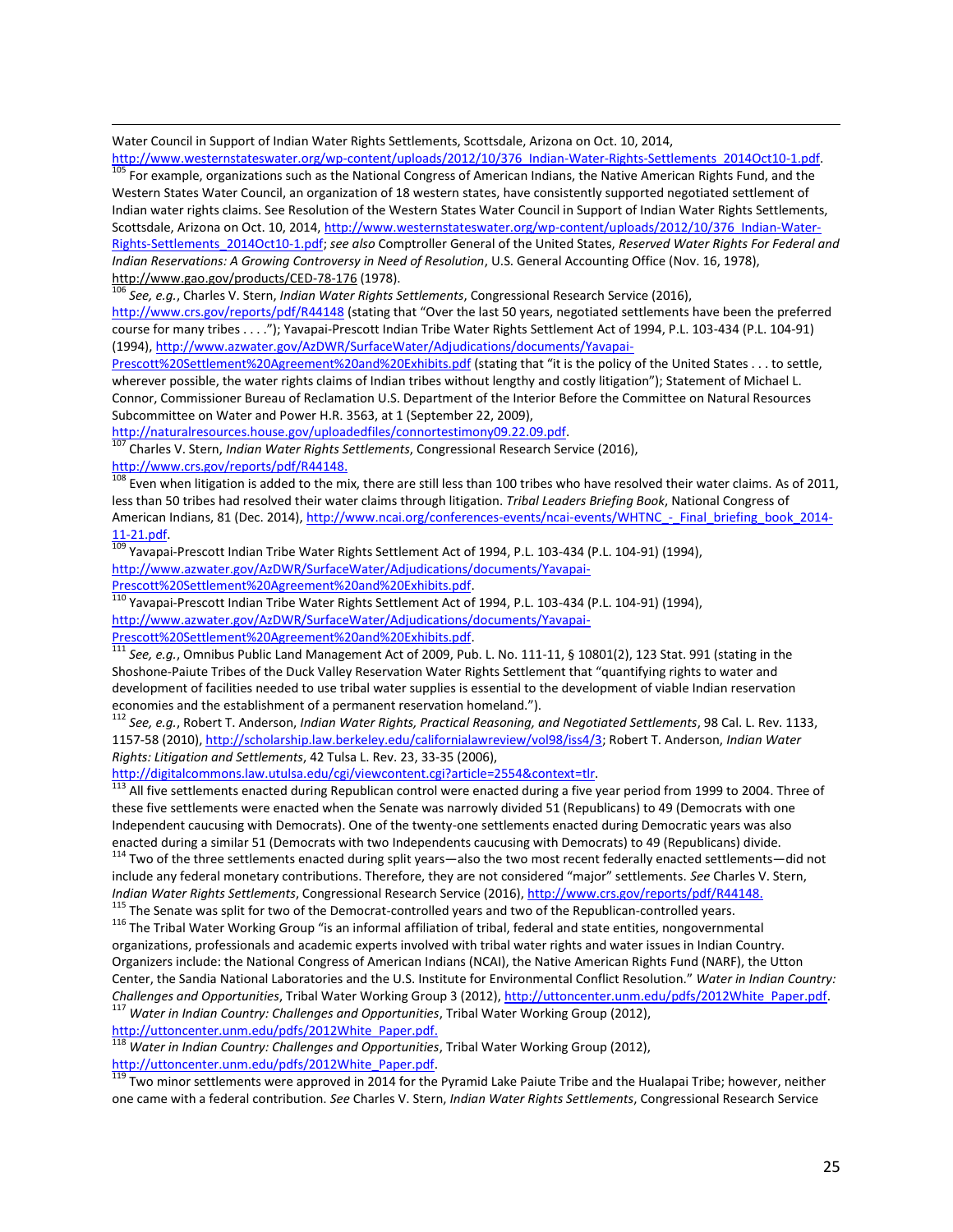Water Council in Support of Indian Water Rights Settlements, Scottsdale, Arizona on Oct. 10, 2014, http://www.westernstateswater.org/wp-content/uploads/2012/10/376_Indian-Water-Rights-Settlements_2014Oct10-1.pdf.

[105] For example, organizations such as the National Congress of American Indians, the Native American Rights Fund, and the Western States Water Council, an organization of 18 western states, have consistently supported negotiated settlement of Indian water rights claims. See Resolution of the Western States Water Council in Support of Indian Water Rights Settlements, Scottsdale, Arizona on Oct. 10, 2014, http://www.westernstateswater.org/wp-content/uploads/2012/10/376_Indian-Water-Rights-Settlements_2014Oct10-1.pdf; *see also* Comptroller General of the United States, *Reserved Water Rights For Federal and Indian Reservations: A Growing Controversy in Need of Resolution*, U.S. General Accounting Office (Nov. 16, 1978), http://www.gao.gov/products/CED-78-176 (1978).

[106] *See, e.g.*, Charles V. Stern, *Indian Water Rights Settlements*, Congressional Research Service (2016), http://www.crs.gov/reports/pdf/R44148 (stating that "Over the last 50 years, negotiated settlements have been the preferred course for many tribes . . . ."); Yavapai-Prescott Indian Tribe Water Rights Settlement Act of 1994, P.L. 103-434 (P.L. 104-91) (1994), http://www.azwater.gov/AzDWR/SurfaceWater/Adjudications/documents/Yavapai-Prescott%20Settlement%20Agreement%20and%20Exhibits.pdf (stating that "it is the policy of the United States . . . to settle, wherever possible, the water rights claims of Indian tribes without lengthy and costly litigation"); Statement of Michael L. Connor, Commissioner Bureau of Reclamation U.S. Department of the Interior Before the Committee on Natural Resources Subcommittee on Water and Power H.R. 3563, at 1 (September 22, 2009), http://naturalresources.house.gov/uploadedfiles/connortestimony09.22.09.pdf.

[107] Charles V. Stern, *Indian Water Rights Settlements*, Congressional Research Service (2016), http://www.crs.gov/reports/pdf/R44148.

[108] Even when litigation is added to the mix, there are still less than 100 tribes who have resolved their water claims. As of 2011, less than 50 tribes had resolved their water claims through litigation. *Tribal Leaders Briefing Book*, National Congress of American Indians, 81 (Dec. 2014), http://www.ncai.org/conferences-events/ncai-events/WHTNC_-_Final_briefing_book_2014-11-21.pdf.

[109] Yavapai-Prescott Indian Tribe Water Rights Settlement Act of 1994, P.L. 103-434 (P.L. 104-91) (1994), http://www.azwater.gov/AzDWR/SurfaceWater/Adjudications/documents/Yavapai-Prescott%20Settlement%20Agreement%20and%20Exhibits.pdf.

[110] Yavapai-Prescott Indian Tribe Water Rights Settlement Act of 1994, P.L. 103-434 (P.L. 104-91) (1994), http://www.azwater.gov/AzDWR/SurfaceWater/Adjudications/documents/Yavapai-Prescott%20Settlement%20Agreement%20and%20Exhibits.pdf.

[111] *See, e.g.*, Omnibus Public Land Management Act of 2009, Pub. L. No. 111-11, § 10801(2), 123 Stat. 991 (stating in the Shoshone-Paiute Tribes of the Duck Valley Reservation Water Rights Settlement that "quantifying rights to water and development of facilities needed to use tribal water supplies is essential to the development of viable Indian reservation economies and the establishment of a permanent reservation homeland.").

[112] *See, e.g.*, Robert T. Anderson, *Indian Water Rights, Practical Reasoning, and Negotiated Settlements*, 98 Cal. L. Rev. 1133, 1157-58 (2010), http://scholarship.law.berkeley.edu/californialawreview/vol98/iss4/3; Robert T. Anderson, *Indian Water Rights: Litigation and Settlements*, 42 Tulsa L. Rev. 23, 33-35 (2006), http://digitalcommons.law.utulsa.edu/cgi/viewcontent.cgi?article=2554&context=tlr.

[113] All five settlements enacted during Republican control were enacted during a five year period from 1999 to 2004. Three of these five settlements were enacted when the Senate was narrowly divided 51 (Republicans) to 49 (Democrats with one Independent caucusing with Democrats). One of the twenty-one settlements enacted during Democratic years was also enacted during a similar 51 (Democrats with two Independents caucusing with Democrats) to 49 (Republicans) divide.

[114] Two of the three settlements enacted during split years—also the two most recent federally enacted settlements—did not include any federal monetary contributions. Therefore, they are not considered "major" settlements. *See* Charles V. Stern, *Indian Water Rights Settlements*, Congressional Research Service (2016), http://www.crs.gov/reports/pdf/R44148.

[115] The Senate was split for two of the Democrat-controlled years and two of the Republican-controlled years.

[116] The Tribal Water Working Group "is an informal affiliation of tribal, federal and state entities, nongovernmental organizations, professionals and academic experts involved with tribal water rights and water issues in Indian Country. Organizers include: the National Congress of American Indians (NCAI), the Native American Rights Fund (NARF), the Utton Center, the Sandia National Laboratories and the U.S. Institute for Environmental Conflict Resolution." *Water in Indian Country: Challenges and Opportunities*, Tribal Water Working Group 3 (2012), http://uttoncenter.unm.edu/pdfs/2012White_Paper.pdf.

[117] *Water in Indian Country: Challenges and Opportunities*, Tribal Water Working Group (2012), http://uttoncenter.unm.edu/pdfs/2012White_Paper.pdf.

[118] *Water in Indian Country: Challenges and Opportunities*, Tribal Water Working Group (2012), http://uttoncenter.unm.edu/pdfs/2012White_Paper.pdf.

[119] Two minor settlements were approved in 2014 for the Pyramid Lake Paiute Tribe and the Hualapai Tribe; however, neither one came with a federal contribution. *See* Charles V. Stern, *Indian Water Rights Settlements*, Congressional Research Service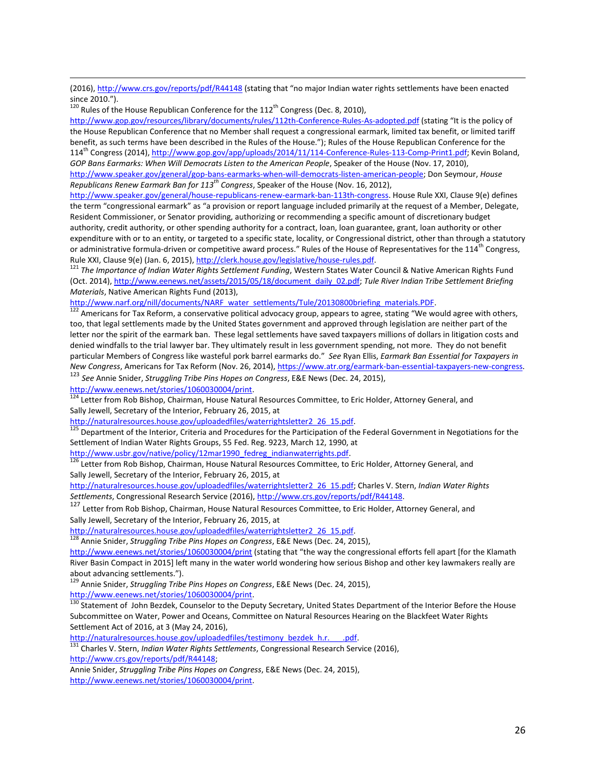(2016), http://www.crs.gov/reports/pdf/R44148 (stating that "no major Indian water rights settlements have been enacted since 2010.").

[120] Rules of the House Republican Conference for the 112th Congress (Dec. 8, 2010), http://www.gop.gov/resources/library/documents/rules/112th-Conference-Rules-As-adopted.pdf (stating "It is the policy of the House Republican Conference that no Member shall request a congressional earmark, limited tax benefit, or limited tariff benefit, as such terms have been described in the Rules of the House."); Rules of the House Republican Conference for the 114th Congress (2014), http://www.gop.gov/app/uploads/2014/11/114-Conference-Rules-113-Comp-Print1.pdf; Kevin Boland, *GOP Bans Earmarks: When Will Democrats Listen to the American People*, Speaker of the House (Nov. 17, 2010), http://www.speaker.gov/general/gop-bans-earmarks-when-will-democrats-listen-american-people; Don Seymour, *House Republicans Renew Earmark Ban for 113th Congress*, Speaker of the House (Nov. 16, 2012), http://www.speaker.gov/general/house-republicans-renew-earmark-ban-113th-congress. House Rule XXI, Clause 9(e) defines the term "congressional earmark" as "a provision or report language included primarily at the request of a Member, Delegate, Resident Commissioner, or Senator providing, authorizing or recommending a specific amount of discretionary budget authority, credit authority, or other spending authority for a contract, loan, loan guarantee, grant, loan authority or other expenditure with or to an entity, or targeted to a specific state, locality, or Congressional district, other than through a statutory or administrative formula-driven or competitive award process." Rules of the House of Representatives for the 114th Congress, Rule XXI, Clause 9(e) (Jan. 6, 2015), http://clerk.house.gov/legislative/house-rules.pdf.

[121] *The Importance of Indian Water Rights Settlement Funding*, Western States Water Council & Native American Rights Fund (Oct. 2014), http://www.eenews.net/assets/2015/05/18/document_daily_02.pdf; *Tule River Indian Tribe Settlement Briefing Materials*, Native American Rights Fund (2013), http://www.narf.org/nill/documents/NARF_water_settlements/Tule/20130800briefing_materials.PDF.

[122] Americans for Tax Reform, a conservative political advocacy group, appears to agree, stating "We would agree with others, too, that legal settlements made by the United States government and approved through legislation are neither part of the letter nor the spirit of the earmark ban. These legal settlements have saved taxpayers millions of dollars in litigation costs and denied windfalls to the trial lawyer bar. They ultimately result in less government spending, not more. They do not benefit particular Members of Congress like wasteful pork barrel earmarks do." *See* Ryan Ellis, *Earmark Ban Essential for Taxpayers in New Congress*, Americans for Tax Reform (Nov. 26, 2014), https://www.atr.org/earmark-ban-essential-taxpayers-new-congress.

[123] *See* Annie Snider, *Struggling Tribe Pins Hopes on Congress*, E&E News (Dec. 24, 2015), http://www.eenews.net/stories/1060030004/print.

[124] Letter from Rob Bishop, Chairman, House Natural Resources Committee, to Eric Holder, Attorney General, and Sally Jewell, Secretary of the Interior, February 26, 2015, at http://naturalresources.house.gov/uploadedfiles/waterrightsletter2_26_15.pdf.

[125] Department of the Interior, Criteria and Procedures for the Participation of the Federal Government in Negotiations for the Settlement of Indian Water Rights Groups, 55 Fed. Reg. 9223, March 12, 1990, at http://www.usbr.gov/native/policy/12mar1990_fedreg_indianwaterrights.pdf.

[126] Letter from Rob Bishop, Chairman, House Natural Resources Committee, to Eric Holder, Attorney General, and Sally Jewell, Secretary of the Interior, February 26, 2015, at http://naturalresources.house.gov/uploadedfiles/waterrightsletter2_26_15.pdf; Charles V. Stern, *Indian Water Rights Settlements*, Congressional Research Service (2016), http://www.crs.gov/reports/pdf/R44148.

[127] Letter from Rob Bishop, Chairman, House Natural Resources Committee, to Eric Holder, Attorney General, and Sally Jewell, Secretary of the Interior, February 26, 2015, at http://naturalresources.house.gov/uploadedfiles/waterrightsletter2_26_15.pdf.

[128] Annie Snider, *Struggling Tribe Pins Hopes on Congress*, E&E News (Dec. 24, 2015), http://www.eenews.net/stories/1060030004/print (stating that "the way the congressional efforts fell apart [for the Klamath River Basin Compact in 2015] left many in the water world wondering how serious Bishop and other key lawmakers really are about advancing settlements.").

[129] Annie Snider, *Struggling Tribe Pins Hopes on Congress*, E&E News (Dec. 24, 2015), http://www.eenews.net/stories/1060030004/print.

[130] Statement of John Bezdek, Counselor to the Deputy Secretary, United States Department of the Interior Before the House Subcommittee on Water, Power and Oceans, Committee on Natural Resources Hearing on the Blackfeet Water Rights Settlement Act of 2016, at 3 (May 24, 2016), http://naturalresources.house.gov/uploadedfiles/testimony_bezdek_h.r.___.pdf.

[131] Charles V. Stern, *Indian Water Rights Settlements*, Congressional Research Service (2016), http://www.crs.gov/reports/pdf/R44148; Annie Snider, *Struggling Tribe Pins Hopes on Congress*, E&E News (Dec. 24, 2015), http://www.eenews.net/stories/1060030004/print.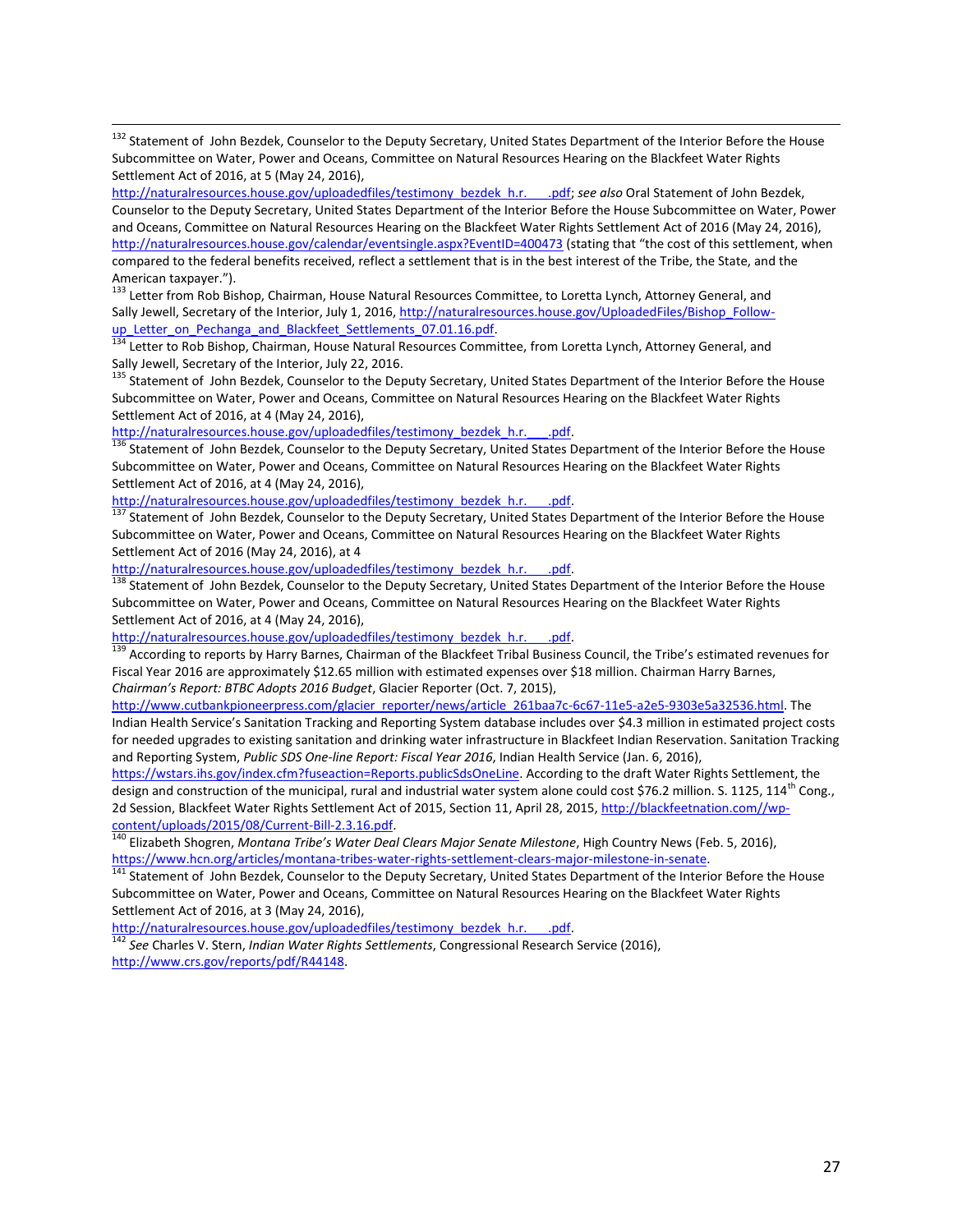[132] Statement of John Bezdek, Counselor to the Deputy Secretary, United States Department of the Interior Before the House Subcommittee on Water, Power and Oceans, Committee on Natural Resources Hearing on the Blackfeet Water Rights Settlement Act of 2016, at 5 (May 24, 2016), http://naturalresources.house.gov/uploadedfiles/testimony_bezdek_h.r.___.pdf; *see also* Oral Statement of John Bezdek, Counselor to the Deputy Secretary, United States Department of the Interior Before the House Subcommittee on Water, Power and Oceans, Committee on Natural Resources Hearing on the Blackfeet Water Rights Settlement Act of 2016 (May 24, 2016), http://naturalresources.house.gov/calendar/eventsingle.aspx?EventID=400473 (stating that "the cost of this settlement, when compared to the federal benefits received, reflect a settlement that is in the best interest of the Tribe, the State, and the American taxpayer.").

[133] Letter from Rob Bishop, Chairman, House Natural Resources Committee, to Loretta Lynch, Attorney General, and Sally Jewell, Secretary of the Interior, July 1, 2016, http://naturalresources.house.gov/UploadedFiles/Bishop_Follow-up_Letter_on_Pechanga_and_Blackfeet_Settlements_07.01.16.pdf.

[134] Letter to Rob Bishop, Chairman, House Natural Resources Committee, from Loretta Lynch, Attorney General, and Sally Jewell, Secretary of the Interior, July 22, 2016.

[135] Statement of John Bezdek, Counselor to the Deputy Secretary, United States Department of the Interior Before the House Subcommittee on Water, Power and Oceans, Committee on Natural Resources Hearing on the Blackfeet Water Rights Settlement Act of 2016, at 4 (May 24, 2016), http://naturalresources.house.gov/uploadedfiles/testimony_bezdek_h.r.___.pdf.

[136] Statement of John Bezdek, Counselor to the Deputy Secretary, United States Department of the Interior Before the House Subcommittee on Water, Power and Oceans, Committee on Natural Resources Hearing on the Blackfeet Water Rights Settlement Act of 2016, at 4 (May 24, 2016), http://naturalresources.house.gov/uploadedfiles/testimony_bezdek_h.r.___.pdf.

[137] Statement of John Bezdek, Counselor to the Deputy Secretary, United States Department of the Interior Before the House Subcommittee on Water, Power and Oceans, Committee on Natural Resources Hearing on the Blackfeet Water Rights Settlement Act of 2016 (May 24, 2016), at 4 http://naturalresources.house.gov/uploadedfiles/testimony_bezdek_h.r.___.pdf.

[138] Statement of John Bezdek, Counselor to the Deputy Secretary, United States Department of the Interior Before the House Subcommittee on Water, Power and Oceans, Committee on Natural Resources Hearing on the Blackfeet Water Rights Settlement Act of 2016, at 4 (May 24, 2016), http://naturalresources.house.gov/uploadedfiles/testimony_bezdek_h.r.___.pdf.

[139] According to reports by Harry Barnes, Chairman of the Blackfeet Tribal Business Council, the Tribe's estimated revenues for Fiscal Year 2016 are approximately $12.65 million with estimated expenses over $18 million. Chairman Harry Barnes, *Chairman's Report: BTBC Adopts 2016 Budget*, Glacier Reporter (Oct. 7, 2015), http://www.cutbankpioneerpress.com/glacier_reporter/news/article_261baa7c-6c67-11e5-a2e5-9303e5a32536.html. The Indian Health Service's Sanitation Tracking and Reporting System database includes over $4.3 million in estimated project costs for needed upgrades to existing sanitation and drinking water infrastructure in Blackfeet Indian Reservation. Sanitation Tracking and Reporting System, *Public SDS One-line Report: Fiscal Year 2016*, Indian Health Service (Jan. 6, 2016), https://wstars.ihs.gov/index.cfm?fuseaction=Reports.publicSdsOneLine. According to the draft Water Rights Settlement, the design and construction of the municipal, rural and industrial water system alone could cost $76.2 million. S. 1125, 114th Cong., 2d Session, Blackfeet Water Rights Settlement Act of 2015, Section 11, April 28, 2015, http://blackfeetnation.com//wp-content/uploads/2015/08/Current-Bill-2.3.16.pdf.

[140] Elizabeth Shogren, *Montana Tribe's Water Deal Clears Major Senate Milestone*, High Country News (Feb. 5, 2016), https://www.hcn.org/articles/montana-tribes-water-rights-settlement-clears-major-milestone-in-senate.

[141] Statement of John Bezdek, Counselor to the Deputy Secretary, United States Department of the Interior Before the House Subcommittee on Water, Power and Oceans, Committee on Natural Resources Hearing on the Blackfeet Water Rights Settlement Act of 2016, at 3 (May 24, 2016), http://naturalresources.house.gov/uploadedfiles/testimony_bezdek_h.r.___.pdf.

[142] *See* Charles V. Stern, *Indian Water Rights Settlements*, Congressional Research Service (2016), http://www.crs.gov/reports/pdf/R44148.